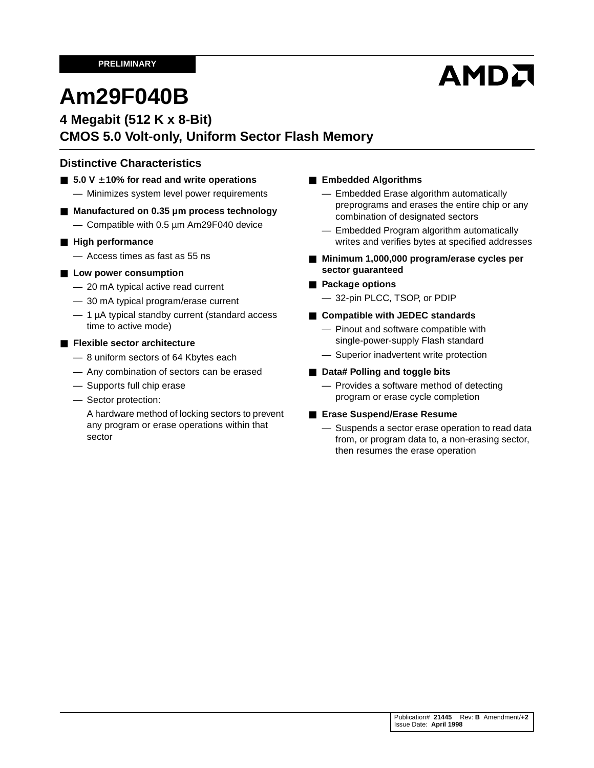PRELIMINARY

**AMD**

# Am29F040B

## 4 Megabit (512 K x 8-Bit)
## CMOS 5.0 Volt-only, Uniform Sector Flash Memory

### Distinctive Characteristics

- **5.0 V ±10% for read and write operations**
  - Minimizes system level power requirements
- **Manufactured on 0.35 µm process technology**
  - Compatible with 0.5 µm Am29F040 device
- **High performance**
  - Access times as fast as 55 ns
- **Low power consumption**
  - 20 mA typical active read current
  - 30 mA typical program/erase current
  - 1 µA typical standby current (standard access time to active mode)
- **Flexible sector architecture**
  - 8 uniform sectors of 64 Kbytes each
  - Any combination of sectors can be erased
  - Supports full chip erase
  - Sector protection:

    A hardware method of locking sectors to prevent any program or erase operations within that sector
- **Embedded Algorithms**
  - Embedded Erase algorithm automatically preprograms and erases the entire chip or any combination of designated sectors
  - Embedded Program algorithm automatically writes and verifies bytes at specified addresses
- **Minimum 1,000,000 program/erase cycles per sector guaranteed**
- **Package options**
  - 32-pin PLCC, TSOP, or PDIP
- **Compatible with JEDEC standards**
  - Pinout and software compatible with single-power-supply Flash standard
  - Superior inadvertent write protection
- **Data# Polling and toggle bits**
  - Provides a software method of detecting program or erase cycle completion
- **Erase Suspend/Erase Resume**
  - Suspends a sector erase operation to read data from, or program data to, a non-erasing sector, then resumes the erase operation

Publication# **21445** Rev: **B** Amendment/**+2**
Issue Date: **April 1998**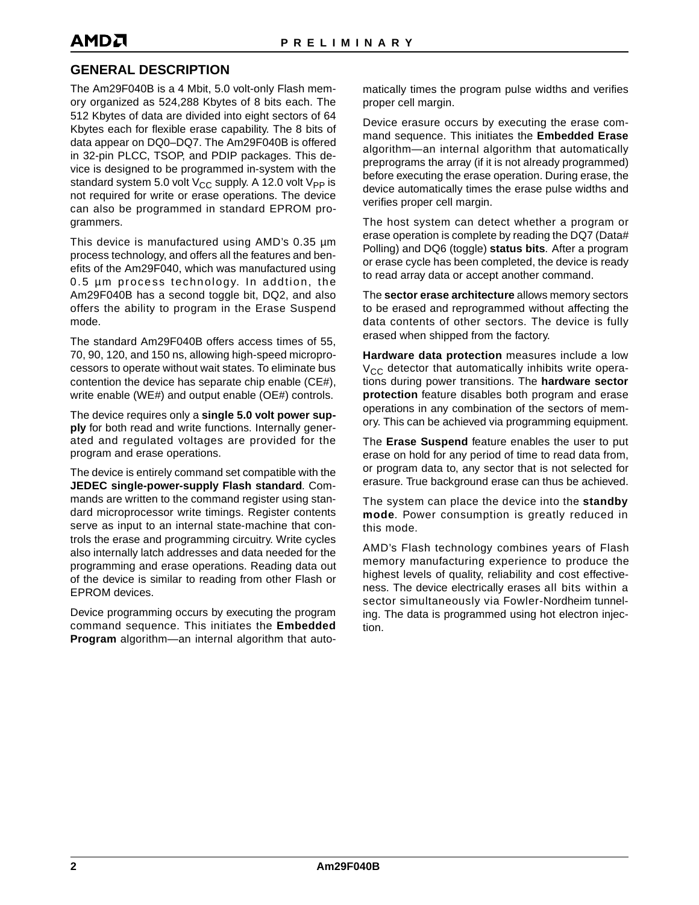## GENERAL DESCRIPTION

The Am29F040B is a 4 Mbit, 5.0 volt-only Flash memory organized as 524,288 Kbytes of 8 bits each. The 512 Kbytes of data are divided into eight sectors of 64 Kbytes each for flexible erase capability. The 8 bits of data appear on DQ0–DQ7. The Am29F040B is offered in 32-pin PLCC, TSOP, and PDIP packages. This device is designed to be programmed in-system with the standard system 5.0 volt $V_{CC}$ supply. A 12.0 volt $V_{PP}$ is not required for write or erase operations. The device can also be programmed in standard EPROM programmers.

This device is manufactured using AMD's 0.35 µm process technology, and offers all the features and benefits of the Am29F040, which was manufactured using 0.5 µm process technology. In addtion, the Am29F040B has a second toggle bit, DQ2, and also offers the ability to program in the Erase Suspend mode.

The standard Am29F040B offers access times of 55, 70, 90, 120, and 150 ns, allowing high-speed microprocessors to operate without wait states. To eliminate bus contention the device has separate chip enable (CE#), write enable (WE#) and output enable (OE#) controls.

The device requires only a **single 5.0 volt power supply** for both read and write functions. Internally generated and regulated voltages are provided for the program and erase operations.

The device is entirely command set compatible with the **JEDEC single-power-supply Flash standard**. Commands are written to the command register using standard microprocessor write timings. Register contents serve as input to an internal state-machine that controls the erase and programming circuitry. Write cycles also internally latch addresses and data needed for the programming and erase operations. Reading data out of the device is similar to reading from other Flash or EPROM devices.

Device programming occurs by executing the program command sequence. This initiates the **Embedded Program** algorithm—an internal algorithm that automatically times the program pulse widths and verifies proper cell margin.

Device erasure occurs by executing the erase command sequence. This initiates the **Embedded Erase** algorithm—an internal algorithm that automatically preprograms the array (if it is not already programmed) before executing the erase operation. During erase, the device automatically times the erase pulse widths and verifies proper cell margin.

The host system can detect whether a program or erase operation is complete by reading the DQ7 (Data# Polling) and DQ6 (toggle) **status bits**. After a program or erase cycle has been completed, the device is ready to read array data or accept another command.

The **sector erase architecture** allows memory sectors to be erased and reprogrammed without affecting the data contents of other sectors. The device is fully erased when shipped from the factory.

**Hardware data protection** measures include a low $V_{CC}$ detector that automatically inhibits write operations during power transitions. The **hardware sector protection** feature disables both program and erase operations in any combination of the sectors of memory. This can be achieved via programming equipment.

The **Erase Suspend** feature enables the user to put erase on hold for any period of time to read data from, or program data to, any sector that is not selected for erasure. True background erase can thus be achieved.

The system can place the device into the **standby mode**. Power consumption is greatly reduced in this mode.

AMD's Flash technology combines years of Flash memory manufacturing experience to produce the highest levels of quality, reliability and cost effectiveness. The device electrically erases all bits within a sector simultaneously via Fowler-Nordheim tunneling. The data is programmed using hot electron injection.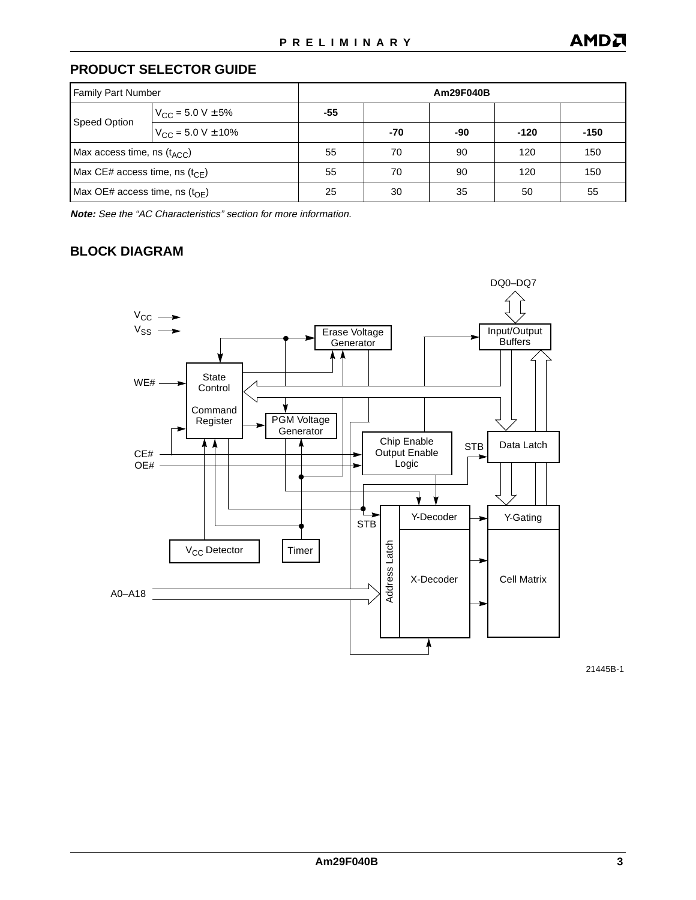## PRODUCT SELECTOR GUIDE

| Family Part Number | | Am29F040B | | | | |
|---|---|---|---|---|---|---|
| Speed Option | $V_{CC}$ = 5.0 V ± 5% | **-55** | | | | |
| | $V_{CC}$ = 5.0 V ± 10% | | **-70** | **-90** | **-120** | **-150** |
| Max access time, ns ($t_{ACC}$) | | 55 | 70 | 90 | 120 | 150 |
| Max CE# access time, ns ($t_{CE}$) | | 55 | 70 | 90 | 120 | 150 |
| Max OE# access time, ns ($t_{OE}$) | | 25 | 30 | 35 | 50 | 55 |

***Note:*** *See the "AC Characteristics" section for more information.*

## BLOCK DIAGRAM

21445B-1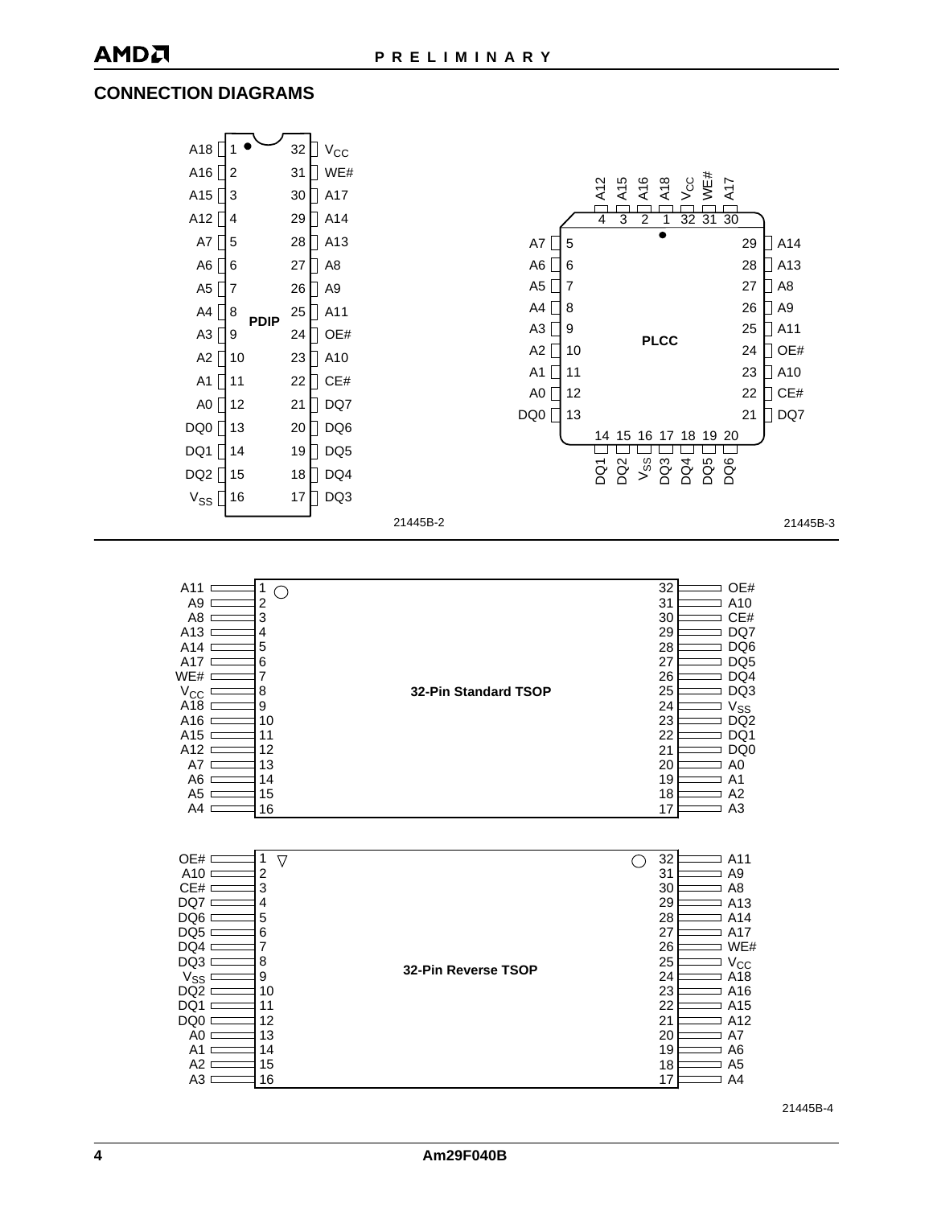## CONNECTION DIAGRAMS

**PDIP**

| Signal | Pin | Pin | Signal |
|---|---|---|---|
| A18 | 1 | 32 | $V_{CC}$ |
| A16 | 2 | 31 | WE# |
| A15 | 3 | 30 | A17 |
| A12 | 4 | 29 | A14 |
| A7 | 5 | 28 | A13 |
| A6 | 6 | 27 | A8 |
| A5 | 7 | 26 | A9 |
| A4 | 8 | 25 | A11 |
| A3 | 9 | 24 | OE# |
| A2 | 10 | 23 | A10 |
| A1 | 11 | 22 | CE# |
| A0 | 12 | 21 | DQ7 |
| DQ0 | 13 | 20 | DQ6 |
| DQ1 | 14 | 19 | DQ5 |
| DQ2 | 15 | 18 | DQ4 |
| $V_{SS}$ | 16 | 17 | DQ3 |

21445B-2

**PLCC**

| Pin | Signal |
|---|---|
| 1 | A18 |
| 2 | A16 |
| 3 | A15 |
| 4 | A12 |
| 5 | A7 |
| 6 | A6 |
| 7 | A5 |
| 8 | A4 |
| 9 | A3 |
| 10 | A2 |
| 11 | A1 |
| 12 | A0 |
| 13 | DQ0 |
| 14 | DQ1 |
| 15 | DQ2 |
| 16 | $V_{SS}$ |
| 17 | DQ3 |
| 18 | DQ4 |
| 19 | DQ5 |
| 20 | DQ6 |
| 21 | DQ7 |
| 22 | CE# |
| 23 | A10 |
| 24 | OE# |
| 25 | A11 |
| 26 | A9 |
| 27 | A8 |
| 28 | A13 |
| 29 | A14 |
| 30 | A17 |
| 31 | WE# |
| 32 | $V_{CC}$ |

21445B-3

**32-Pin Standard TSOP**

| Signal | Pin | Pin | Signal |
|---|---|---|---|
| A11 | 1 | 32 | OE# |
| A9 | 2 | 31 | A10 |
| A8 | 3 | 30 | CE# |
| A13 | 4 | 29 | DQ7 |
| A14 | 5 | 28 | DQ6 |
| A17 | 6 | 27 | DQ5 |
| WE# | 7 | 26 | DQ4 |
| $V_{CC}$ | 8 | 25 | DQ3 |
| A18 | 9 | 24 | $V_{SS}$ |
| A16 | 10 | 23 | DQ2 |
| A15 | 11 | 22 | DQ1 |
| A12 | 12 | 21 | DQ0 |
| A7 | 13 | 20 | A0 |
| A6 | 14 | 19 | A1 |
| A5 | 15 | 18 | A2 |
| A4 | 16 | 17 | A3 |

**32-Pin Reverse TSOP**

| Signal | Pin | Pin | Signal |
|---|---|---|---|
| OE# | 1 | 32 | A11 |
| A10 | 2 | 31 | A9 |
| CE# | 3 | 30 | A8 |
| DQ7 | 4 | 29 | A13 |
| DQ6 | 5 | 28 | A14 |
| DQ5 | 6 | 27 | A17 |
| DQ4 | 7 | 26 | WE# |
| DQ3 | 8 | 25 | $V_{CC}$ |
| $V_{SS}$ | 9 | 24 | A18 |
| DQ2 | 10 | 23 | A16 |
| DQ1 | 11 | 22 | A15 |
| DQ0 | 12 | 21 | A12 |
| A0 | 13 | 20 | A7 |
| A1 | 14 | 19 | A6 |
| A2 | 15 | 18 | A5 |
| A3 | 16 | 17 | A4 |

21445B-4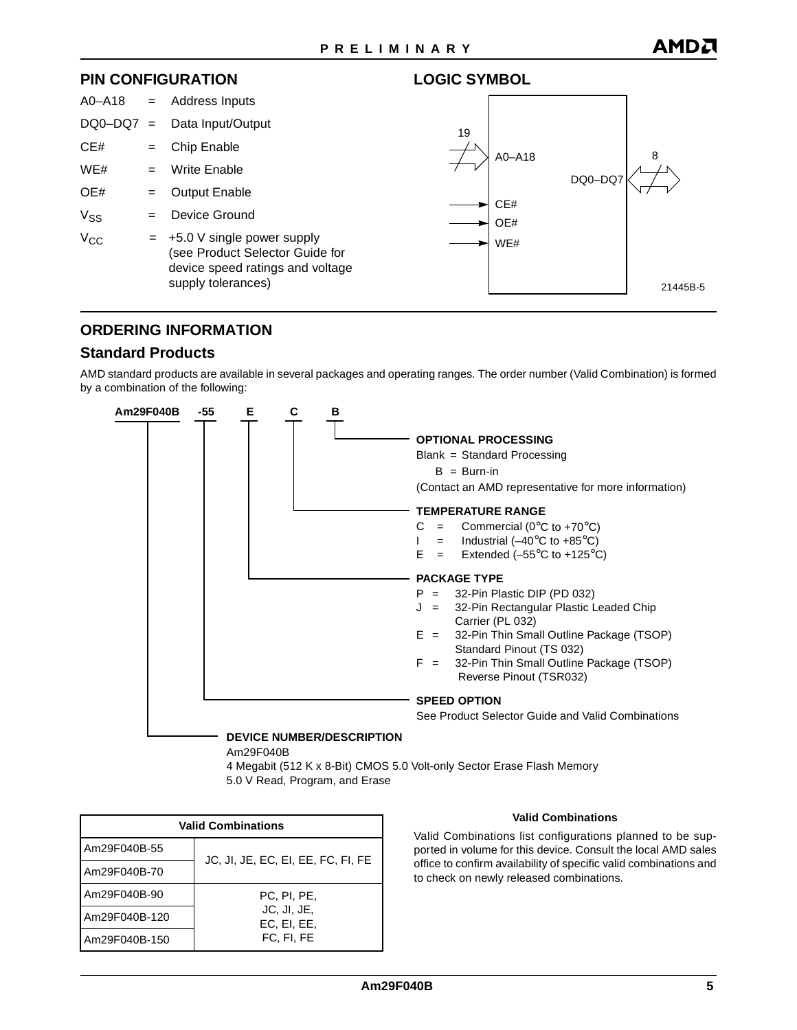## PIN CONFIGURATION

A0–A18 = Address Inputs

DQ0–DQ7 = Data Input/Output

CE# = Chip Enable

WE# = Write Enable

OE# = Output Enable

$V_{SS}$ = Device Ground

$V_{CC}$ = +5.0 V single power supply (see Product Selector Guide for device speed ratings and voltage supply tolerances)

## LOGIC SYMBOL

19 → A0–A18

DQ0–DQ7 ↔ 8

CE#

OE#

WE#

21445B-5

## ORDERING INFORMATION

### Standard Products

AMD standard products are available in several packages and operating ranges. The order number (Valid Combination) is formed by a combination of the following:

**Am29F040B -55 E C B**

**OPTIONAL PROCESSING**
Blank = Standard Processing
B = Burn-in
(Contact an AMD representative for more information)

**TEMPERATURE RANGE**
C = Commercial (0°C to +70°C)
I = Industrial (–40°C to +85°C)
E = Extended (–55°C to +125°C)

**PACKAGE TYPE**
P = 32-Pin Plastic DIP (PD 032)
J = 32-Pin Rectangular Plastic Leaded Chip Carrier (PL 032)
E = 32-Pin Thin Small Outline Package (TSOP) Standard Pinout (TS 032)
F = 32-Pin Thin Small Outline Package (TSOP) Reverse Pinout (TSR032)

**SPEED OPTION**
See Product Selector Guide and Valid Combinations

**DEVICE NUMBER/DESCRIPTION**
Am29F040B
4 Megabit (512 K x 8-Bit) CMOS 5.0 Volt-only Sector Erase Flash Memory
5.0 V Read, Program, and Erase

| Valid Combinations | |
|---|---|
| Am29F040B-55 | JC, JI, JE, EC, EI, EE, FC, FI, FE |
| Am29F040B-70 | |
| Am29F040B-90 | PC, PI, PE, JC, JI, JE, EC, EI, EE, FC, FI, FE |
| Am29F040B-120 | |
| Am29F040B-150 | |

**Valid Combinations**

Valid Combinations list configurations planned to be supported in volume for this device. Consult the local AMD sales office to confirm availability of specific valid combinations and to check on newly released combinations.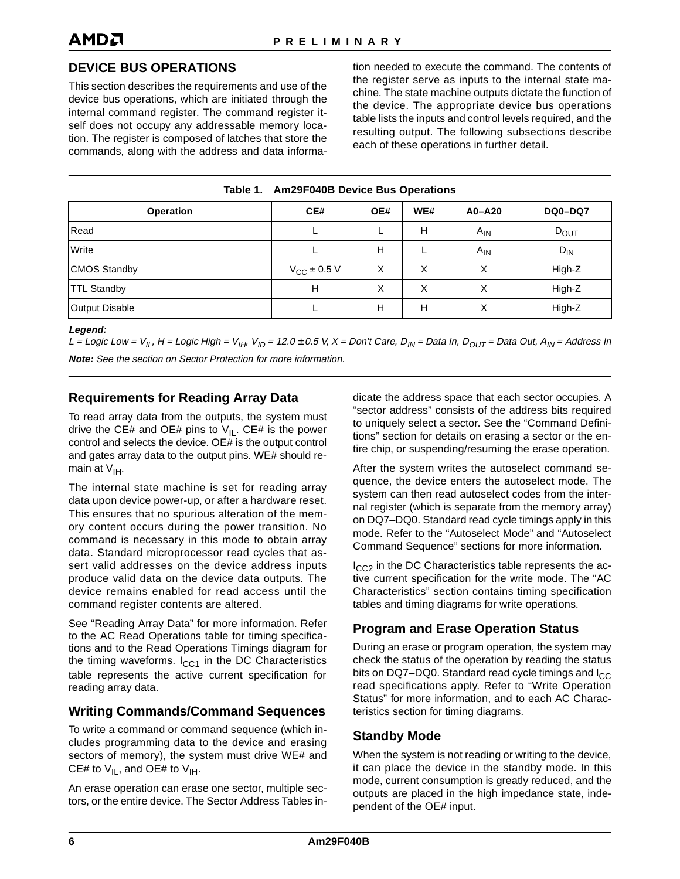## DEVICE BUS OPERATIONS

This section describes the requirements and use of the device bus operations, which are initiated through the internal command register. The command register itself does not occupy any addressable memory location. The register is composed of latches that store the commands, along with the address and data information needed to execute the command. The contents of the register serve as inputs to the internal state machine. The state machine outputs dictate the function of the device. The appropriate device bus operations table lists the inputs and control levels required, and the resulting output. The following subsections describe each of these operations in further detail.

**Table 1. Am29F040B Device Bus Operations**

| Operation | CE# | OE# | WE# | A0–A20 | DQ0–DQ7 |
|---|---|---|---|---|---|
| Read | L | L | H | $A_{IN}$ | $D_{OUT}$ |
| Write | L | H | L | $A_{IN}$ | $D_{IN}$ |
| CMOS Standby | $V_{CC}$ ± 0.5 V | X | X | X | High-Z |
| TTL Standby | H | X | X | X | High-Z |
| Output Disable | L | H | H | X | High-Z |

***Legend:***
*L = Logic Low = $V_{IL}$, H = Logic High = $V_{IH}$, $V_{ID}$ = 12.0 ± 0.5 V, X = Don't Care, $D_{IN}$ = Data In, $D_{OUT}$ = Data Out, $A_{IN}$ = Address In*

***Note:*** *See the section on Sector Protection for more information.*

### Requirements for Reading Array Data

To read array data from the outputs, the system must drive the CE# and OE# pins to $V_{IL}$. CE# is the power control and selects the device. OE# is the output control and gates array data to the output pins. WE# should remain at $V_{IH}$.

The internal state machine is set for reading array data upon device power-up, or after a hardware reset. This ensures that no spurious alteration of the memory content occurs during the power transition. No command is necessary in this mode to obtain array data. Standard microprocessor read cycles that assert valid addresses on the device address inputs produce valid data on the device data outputs. The device remains enabled for read access until the command register contents are altered.

See "Reading Array Data" for more information. Refer to the AC Read Operations table for timing specifications and to the Read Operations Timings diagram for the timing waveforms. $I_{CC1}$ in the DC Characteristics table represents the active current specification for reading array data.

### Writing Commands/Command Sequences

To write a command or command sequence (which includes programming data to the device and erasing sectors of memory), the system must drive WE# and CE# to $V_{IL}$, and OE# to $V_{IH}$.

An erase operation can erase one sector, multiple sectors, or the entire device. The Sector Address Tables indicate the address space that each sector occupies. A "sector address" consists of the address bits required to uniquely select a sector. See the "Command Definitions" section for details on erasing a sector or the entire chip, or suspending/resuming the erase operation.

After the system writes the autoselect command sequence, the device enters the autoselect mode. The system can then read autoselect codes from the internal register (which is separate from the memory array) on DQ7–DQ0. Standard read cycle timings apply in this mode. Refer to the "Autoselect Mode" and "Autoselect Command Sequence" sections for more information.

$I_{CC2}$ in the DC Characteristics table represents the active current specification for the write mode. The "AC Characteristics" section contains timing specification tables and timing diagrams for write operations.

### Program and Erase Operation Status

During an erase or program operation, the system may check the status of the operation by reading the status bits on DQ7–DQ0. Standard read cycle timings and $I_{CC}$ read specifications apply. Refer to "Write Operation Status" for more information, and to each AC Characteristics section for timing diagrams.

### Standby Mode

When the system is not reading or writing to the device, it can place the device in the standby mode. In this mode, current consumption is greatly reduced, and the outputs are placed in the high impedance state, independent of the OE# input.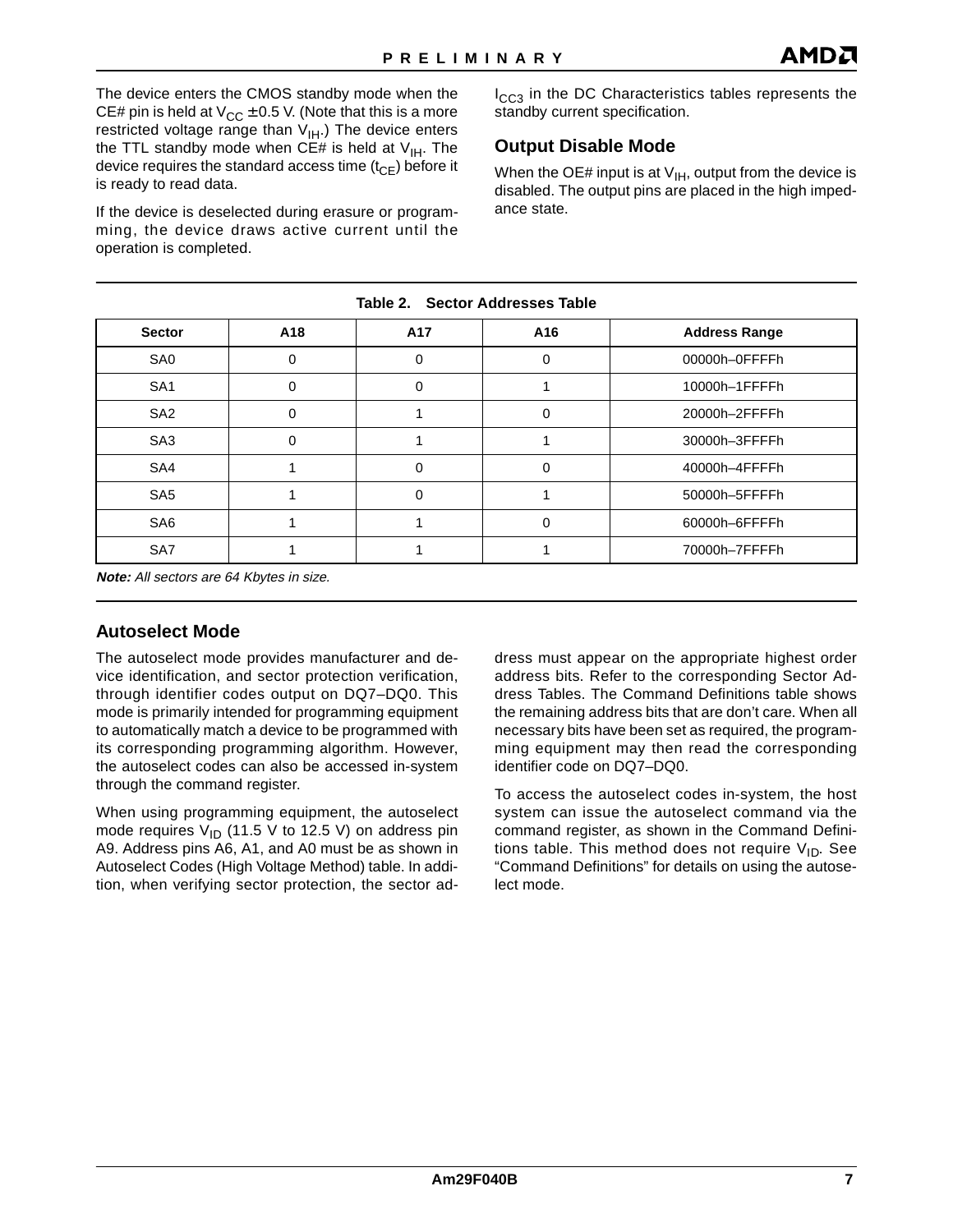The device enters the CMOS standby mode when the CE# pin is held at $V_{CC} \pm 0.5$ V. (Note that this is a more restricted voltage range than $V_{IH}$.) The device enters the TTL standby mode when CE# is held at $V_{IH}$. The device requires the standard access time ($t_{CE}$) before it is ready to read data.

If the device is deselected during erasure or programming, the device draws active current until the operation is completed.

$I_{CC3}$ in the DC Characteristics tables represents the standby current specification.

## Output Disable Mode

When the OE# input is at $V_{IH}$, output from the device is disabled. The output pins are placed in the high impedance state.

**Table 2. Sector Addresses Table**

| Sector | A18 | A17 | A16 | Address Range |
|---|---|---|---|---|
| SA0 | 0 | 0 | 0 | 00000h–0FFFFh |
| SA1 | 0 | 0 | 1 | 10000h–1FFFFh |
| SA2 | 0 | 1 | 0 | 20000h–2FFFFh |
| SA3 | 0 | 1 | 1 | 30000h–3FFFFh |
| SA4 | 1 | 0 | 0 | 40000h–4FFFFh |
| SA5 | 1 | 0 | 1 | 50000h–5FFFFh |
| SA6 | 1 | 1 | 0 | 60000h–6FFFFh |
| SA7 | 1 | 1 | 1 | 70000h–7FFFFh |

***Note:*** *All sectors are 64 Kbytes in size.*

## Autoselect Mode

The autoselect mode provides manufacturer and device identification, and sector protection verification, through identifier codes output on DQ7–DQ0. This mode is primarily intended for programming equipment to automatically match a device to be programmed with its corresponding programming algorithm. However, the autoselect codes can also be accessed in-system through the command register.

When using programming equipment, the autoselect mode requires $V_{ID}$ (11.5 V to 12.5 V) on address pin A9. Address pins A6, A1, and A0 must be as shown in Autoselect Codes (High Voltage Method) table. In addition, when verifying sector protection, the sector address must appear on the appropriate highest order address bits. Refer to the corresponding Sector Address Tables. The Command Definitions table shows the remaining address bits that are don't care. When all necessary bits have been set as required, the programming equipment may then read the corresponding identifier code on DQ7–DQ0.

To access the autoselect codes in-system, the host system can issue the autoselect command via the command register, as shown in the Command Definitions table. This method does not require $V_{ID}$. See "Command Definitions" for details on using the autoselect mode.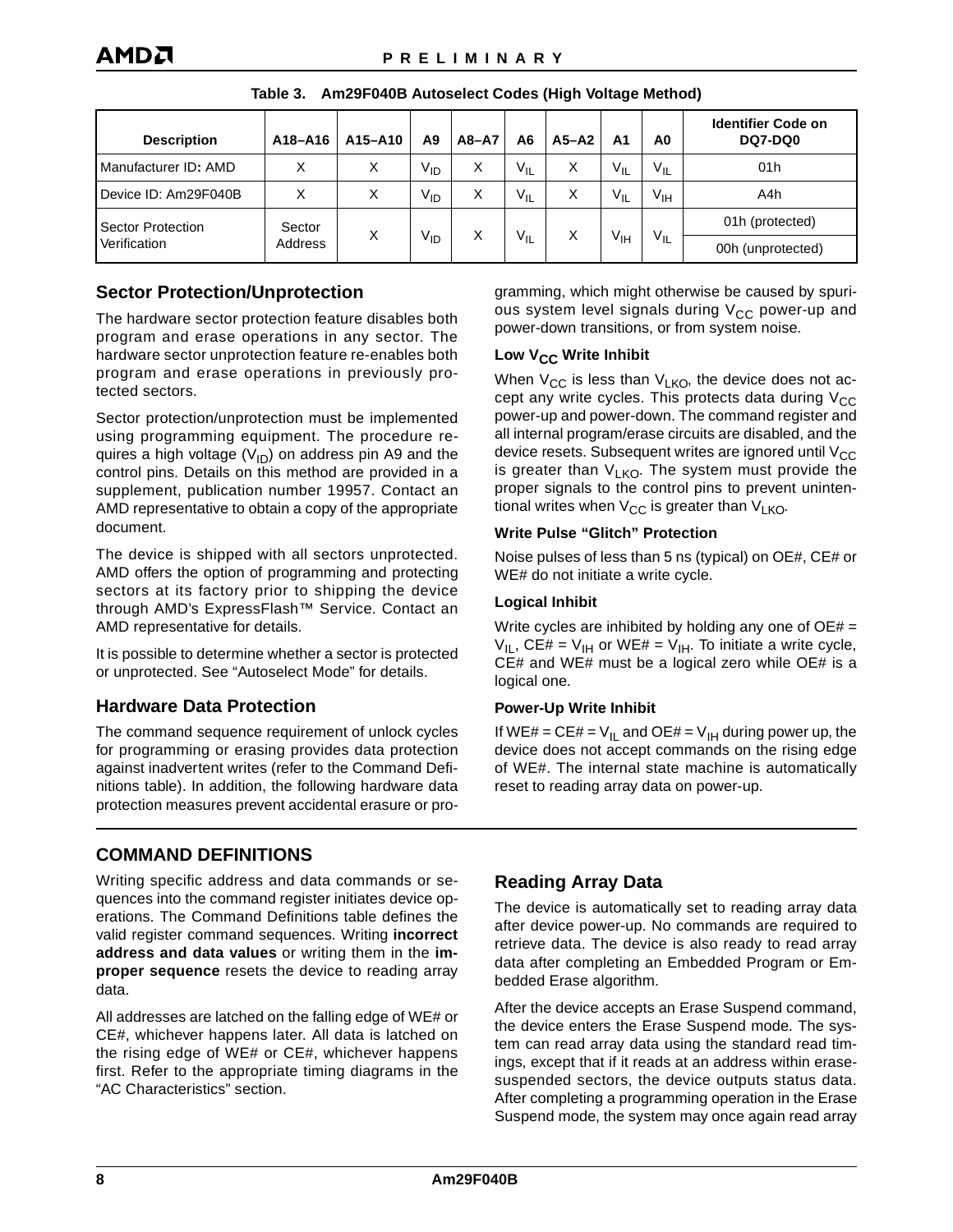**Table 3. Am29F040B Autoselect Codes (High Voltage Method)**

| Description | A18–A16 | A15–A10 | A9 | A8–A7 | A6 | A5–A2 | A1 | A0 | Identifier Code on DQ7-DQ0 |
|---|---|---|---|---|---|---|---|---|---|
| Manufacturer ID: AMD | X | X | $V_{ID}$ | X | $V_{IL}$ | X | $V_{IL}$ | $V_{IL}$ | 01h |
| Device ID: Am29F040B | X | X | $V_{ID}$ | X | $V_{IL}$ | X | $V_{IL}$ | $V_{IH}$ | A4h |
| Sector Protection Verification | Sector Address | X | $V_{ID}$ | X | $V_{IL}$ | X | $V_{IH}$ | $V_{IL}$ | 01h (protected) |
| | | | | | | | | | 00h (unprotected) |

## Sector Protection/Unprotection

The hardware sector protection feature disables both program and erase operations in any sector. The hardware sector unprotection feature re-enables both program and erase operations in previously protected sectors.

Sector protection/unprotection must be implemented using programming equipment. The procedure requires a high voltage ($V_{ID}$) on address pin A9 and the control pins. Details on this method are provided in a supplement, publication number 19957. Contact an AMD representative to obtain a copy of the appropriate document.

The device is shipped with all sectors unprotected. AMD offers the option of programming and protecting sectors at its factory prior to shipping the device through AMD's ExpressFlash™ Service. Contact an AMD representative for details.

It is possible to determine whether a sector is protected or unprotected. See "Autoselect Mode" for details.

## Hardware Data Protection

The command sequence requirement of unlock cycles for programming or erasing provides data protection against inadvertent writes (refer to the Command Definitions table). In addition, the following hardware data protection measures prevent accidental erasure or programming, which might otherwise be caused by spurious system level signals during $V_{CC}$ power-up and power-down transitions, or from system noise.

### Low $V_{CC}$ Write Inhibit

When $V_{CC}$ is less than $V_{LKO}$, the device does not accept any write cycles. This protects data during $V_{CC}$ power-up and power-down. The command register and all internal program/erase circuits are disabled, and the device resets. Subsequent writes are ignored until $V_{CC}$ is greater than $V_{LKO}$. The system must provide the proper signals to the control pins to prevent unintentional writes when $V_{CC}$ is greater than $V_{LKO}$.

### Write Pulse "Glitch" Protection

Noise pulses of less than 5 ns (typical) on OE#, CE# or WE# do not initiate a write cycle.

### Logical Inhibit

Write cycles are inhibited by holding any one of OE# = $V_{IL}$, CE# = $V_{IH}$ or WE# = $V_{IH}$. To initiate a write cycle, CE# and WE# must be a logical zero while OE# is a logical one.

### Power-Up Write Inhibit

If WE# = CE# = $V_{IL}$ and OE# = $V_{IH}$ during power up, the device does not accept commands on the rising edge of WE#. The internal state machine is automatically reset to reading array data on power-up.

# COMMAND DEFINITIONS

Writing specific address and data commands or sequences into the command register initiates device operations. The Command Definitions table defines the valid register command sequences. Writing **incorrect address and data values** or writing them in the **improper sequence** resets the device to reading array data.

All addresses are latched on the falling edge of WE# or CE#, whichever happens later. All data is latched on the rising edge of WE# or CE#, whichever happens first. Refer to the appropriate timing diagrams in the "AC Characteristics" section.

## Reading Array Data

The device is automatically set to reading array data after device power-up. No commands are required to retrieve data. The device is also ready to read array data after completing an Embedded Program or Embedded Erase algorithm.

After the device accepts an Erase Suspend command, the device enters the Erase Suspend mode. The system can read array data using the standard read timings, except that if it reads at an address within erase-suspended sectors, the device outputs status data. After completing a programming operation in the Erase Suspend mode, the system may once again read array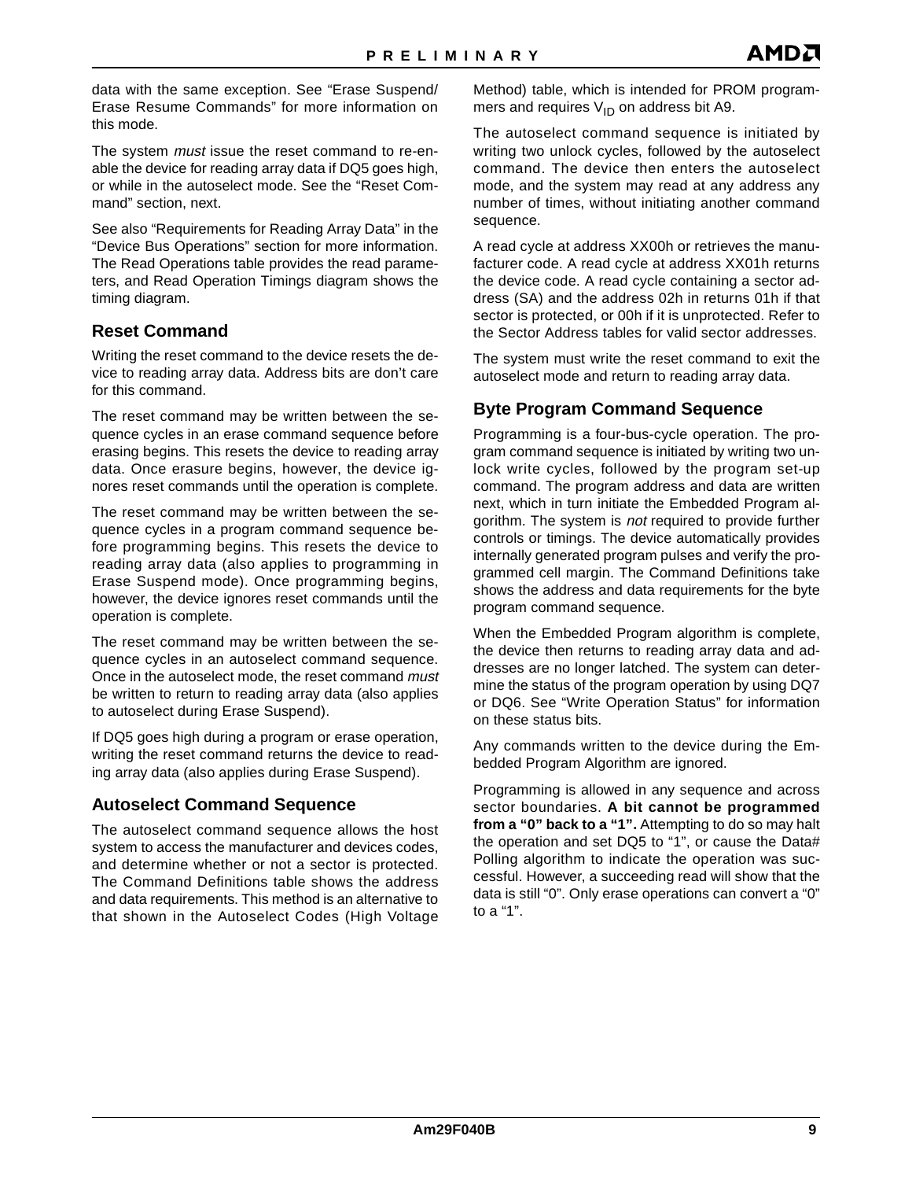data with the same exception. See “Erase Suspend/ Erase Resume Commands” for more information on this mode.

The system *must* issue the reset command to re-enable the device for reading array data if DQ5 goes high, or while in the autoselect mode. See the “Reset Command” section, next.

See also “Requirements for Reading Array Data” in the “Device Bus Operations” section for more information. The Read Operations table provides the read parameters, and Read Operation Timings diagram shows the timing diagram.

## Reset Command

Writing the reset command to the device resets the device to reading array data. Address bits are don’t care for this command.

The reset command may be written between the sequence cycles in an erase command sequence before erasing begins. This resets the device to reading array data. Once erasure begins, however, the device ignores reset commands until the operation is complete.

The reset command may be written between the sequence cycles in a program command sequence before programming begins. This resets the device to reading array data (also applies to programming in Erase Suspend mode). Once programming begins, however, the device ignores reset commands until the operation is complete.

The reset command may be written between the sequence cycles in an autoselect command sequence. Once in the autoselect mode, the reset command *must* be written to return to reading array data (also applies to autoselect during Erase Suspend).

If DQ5 goes high during a program or erase operation, writing the reset command returns the device to reading array data (also applies during Erase Suspend).

## Autoselect Command Sequence

The autoselect command sequence allows the host system to access the manufacturer and devices codes, and determine whether or not a sector is protected. The Command Definitions table shows the address and data requirements. This method is an alternative to that shown in the Autoselect Codes (High Voltage Method) table, which is intended for PROM programmers and requires $V_{ID}$ on address bit A9.

The autoselect command sequence is initiated by writing two unlock cycles, followed by the autoselect command. The device then enters the autoselect mode, and the system may read at any address any number of times, without initiating another command sequence.

A read cycle at address XX00h or retrieves the manufacturer code. A read cycle at address XX01h returns the device code. A read cycle containing a sector address (SA) and the address 02h in returns 01h if that sector is protected, or 00h if it is unprotected. Refer to the Sector Address tables for valid sector addresses.

The system must write the reset command to exit the autoselect mode and return to reading array data.

## Byte Program Command Sequence

Programming is a four-bus-cycle operation. The program command sequence is initiated by writing two unlock write cycles, followed by the program set-up command. The program address and data are written next, which in turn initiate the Embedded Program algorithm. The system is *not* required to provide further controls or timings. The device automatically provides internally generated program pulses and verify the programmed cell margin. The Command Definitions take shows the address and data requirements for the byte program command sequence.

When the Embedded Program algorithm is complete, the device then returns to reading array data and addresses are no longer latched. The system can determine the status of the program operation by using DQ7 or DQ6. See “Write Operation Status” for information on these status bits.

Any commands written to the device during the Embedded Program Algorithm are ignored.

Programming is allowed in any sequence and across sector boundaries. **A bit cannot be programmed from a “0” back to a “1”.** Attempting to do so may halt the operation and set DQ5 to “1”, or cause the Data# Polling algorithm to indicate the operation was successful. However, a succeeding read will show that the data is still “0”. Only erase operations can convert a “0” to a “1”.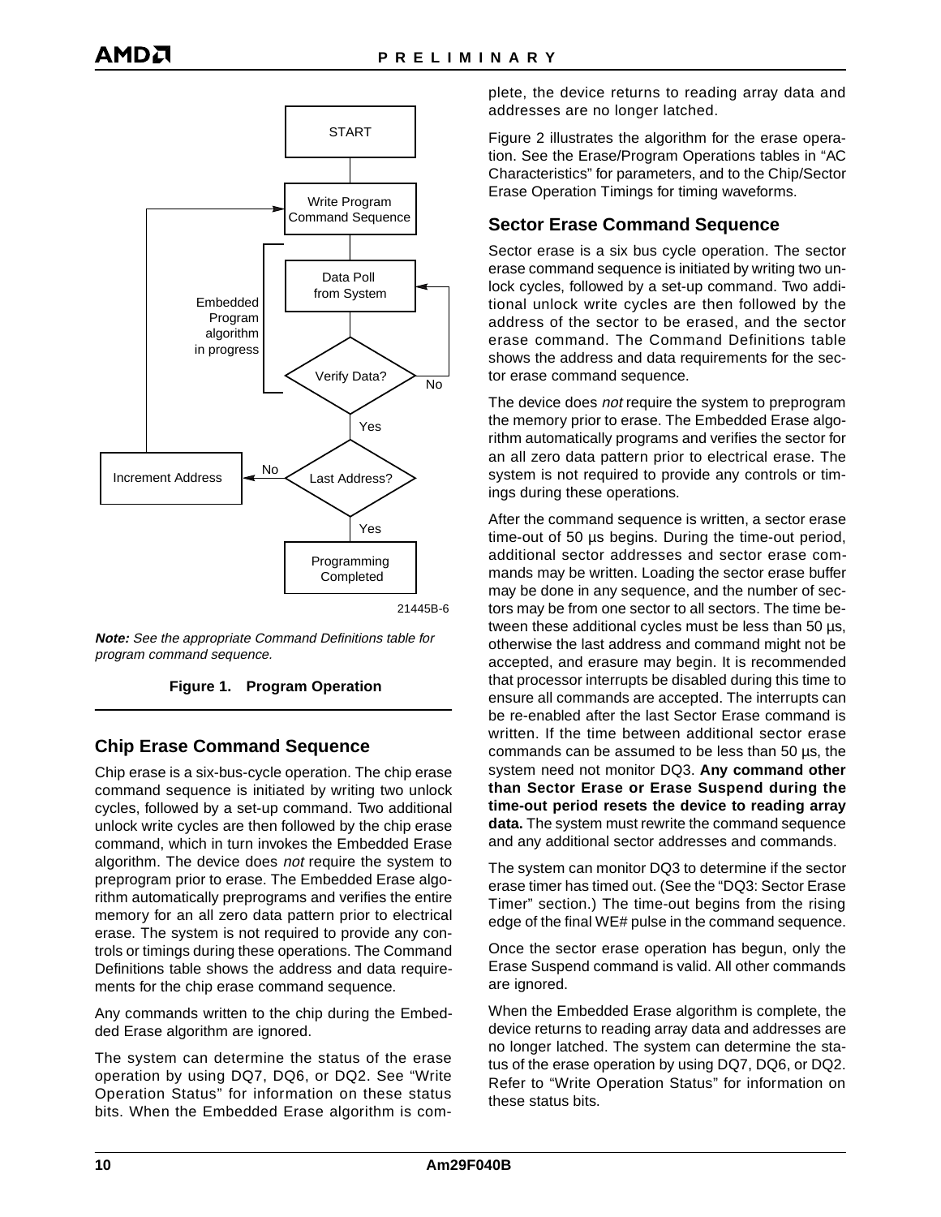**Note:** *See the appropriate Command Definitions table for program command sequence.*

**Figure 1. Program Operation**

## Chip Erase Command Sequence

Chip erase is a six-bus-cycle operation. The chip erase command sequence is initiated by writing two unlock cycles, followed by a set-up command. Two additional unlock write cycles are then followed by the chip erase command, which in turn invokes the Embedded Erase algorithm. The device does *not* require the system to preprogram prior to erase. The Embedded Erase algorithm automatically preprograms and verifies the entire memory for an all zero data pattern prior to electrical erase. The system is not required to provide any controls or timings during these operations. The Command Definitions table shows the address and data requirements for the chip erase command sequence.

Any commands written to the chip during the Embedded Erase algorithm are ignored.

The system can determine the status of the erase operation by using DQ7, DQ6, or DQ2. See "Write Operation Status" for information on these status bits. When the Embedded Erase algorithm is complete, the device returns to reading array data and addresses are no longer latched.

Figure 2 illustrates the algorithm for the erase operation. See the Erase/Program Operations tables in "AC Characteristics" for parameters, and to the Chip/Sector Erase Operation Timings for timing waveforms.

## Sector Erase Command Sequence

Sector erase is a six bus cycle operation. The sector erase command sequence is initiated by writing two unlock cycles, followed by a set-up command. Two additional unlock write cycles are then followed by the address of the sector to be erased, and the sector erase command. The Command Definitions table shows the address and data requirements for the sector erase command sequence.

The device does *not* require the system to preprogram the memory prior to erase. The Embedded Erase algorithm automatically programs and verifies the sector for an all zero data pattern prior to electrical erase. The system is not required to provide any controls or timings during these operations.

After the command sequence is written, a sector erase time-out of 50 µs begins. During the time-out period, additional sector addresses and sector erase commands may be written. Loading the sector erase buffer may be done in any sequence, and the number of sectors may be from one sector to all sectors. The time between these additional cycles must be less than 50 µs, otherwise the last address and command might not be accepted, and erasure may begin. It is recommended that processor interrupts be disabled during this time to ensure all commands are accepted. The interrupts can be re-enabled after the last Sector Erase command is written. If the time between additional sector erase commands can be assumed to be less than 50 µs, the system need not monitor DQ3. **Any command other than Sector Erase or Erase Suspend during the time-out period resets the device to reading array data.** The system must rewrite the command sequence and any additional sector addresses and commands.

The system can monitor DQ3 to determine if the sector erase timer has timed out. (See the "DQ3: Sector Erase Timer" section.) The time-out begins from the rising edge of the final WE# pulse in the command sequence.

Once the sector erase operation has begun, only the Erase Suspend command is valid. All other commands are ignored.

When the Embedded Erase algorithm is complete, the device returns to reading array data and addresses are no longer latched. The system can determine the status of the erase operation by using DQ7, DQ6, or DQ2. Refer to "Write Operation Status" for information on these status bits.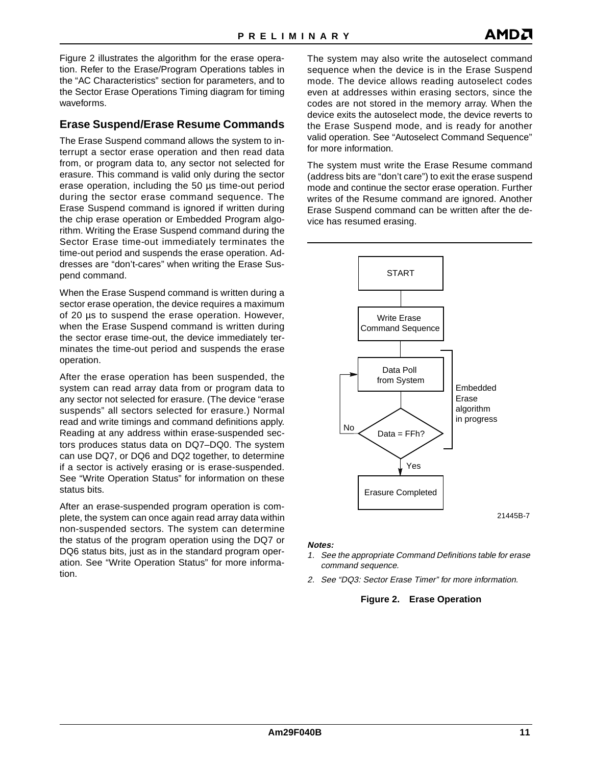Figure 2 illustrates the algorithm for the erase operation. Refer to the Erase/Program Operations tables in the "AC Characteristics" section for parameters, and to the Sector Erase Operations Timing diagram for timing waveforms.

## Erase Suspend/Erase Resume Commands

The Erase Suspend command allows the system to interrupt a sector erase operation and then read data from, or program data to, any sector not selected for erasure. This command is valid only during the sector erase operation, including the 50 µs time-out period during the sector erase command sequence. The Erase Suspend command is ignored if written during the chip erase operation or Embedded Program algorithm. Writing the Erase Suspend command during the Sector Erase time-out immediately terminates the time-out period and suspends the erase operation. Addresses are "don't-cares" when writing the Erase Suspend command.

When the Erase Suspend command is written during a sector erase operation, the device requires a maximum of 20 µs to suspend the erase operation. However, when the Erase Suspend command is written during the sector erase time-out, the device immediately terminates the time-out period and suspends the erase operation.

After the erase operation has been suspended, the system can read array data from or program data to any sector not selected for erasure. (The device "erase suspends" all sectors selected for erasure.) Normal read and write timings and command definitions apply. Reading at any address within erase-suspended sectors produces status data on DQ7–DQ0. The system can use DQ7, or DQ6 and DQ2 together, to determine if a sector is actively erasing or is erase-suspended. See "Write Operation Status" for information on these status bits.

After an erase-suspended program operation is complete, the system can once again read array data within non-suspended sectors. The system can determine the status of the program operation using the DQ7 or DQ6 status bits, just as in the standard program operation. See "Write Operation Status" for more information.

The system may also write the autoselect command sequence when the device is in the Erase Suspend mode. The device allows reading autoselect codes even at addresses within erasing sectors, since the codes are not stored in the memory array. When the device exits the autoselect mode, the device reverts to the Erase Suspend mode, and is ready for another valid operation. See "Autoselect Command Sequence" for more information.

The system must write the Erase Resume command (address bits are "don't care") to exit the erase suspend mode and continue the sector erase operation. Further writes of the Resume command are ignored. Another Erase Suspend command can be written after the device has resumed erasing.

START → Write Erase Command Sequence → Data Poll from System → Data = FFh? (No: back to Data Poll from System; Yes: Erasure Completed)

Embedded Erase algorithm in progress

21445B-7

***Notes:***

1. *See the appropriate Command Definitions table for erase command sequence.*
2. *See "DQ3: Sector Erase Timer" for more information.*

**Figure 2. Erase Operation**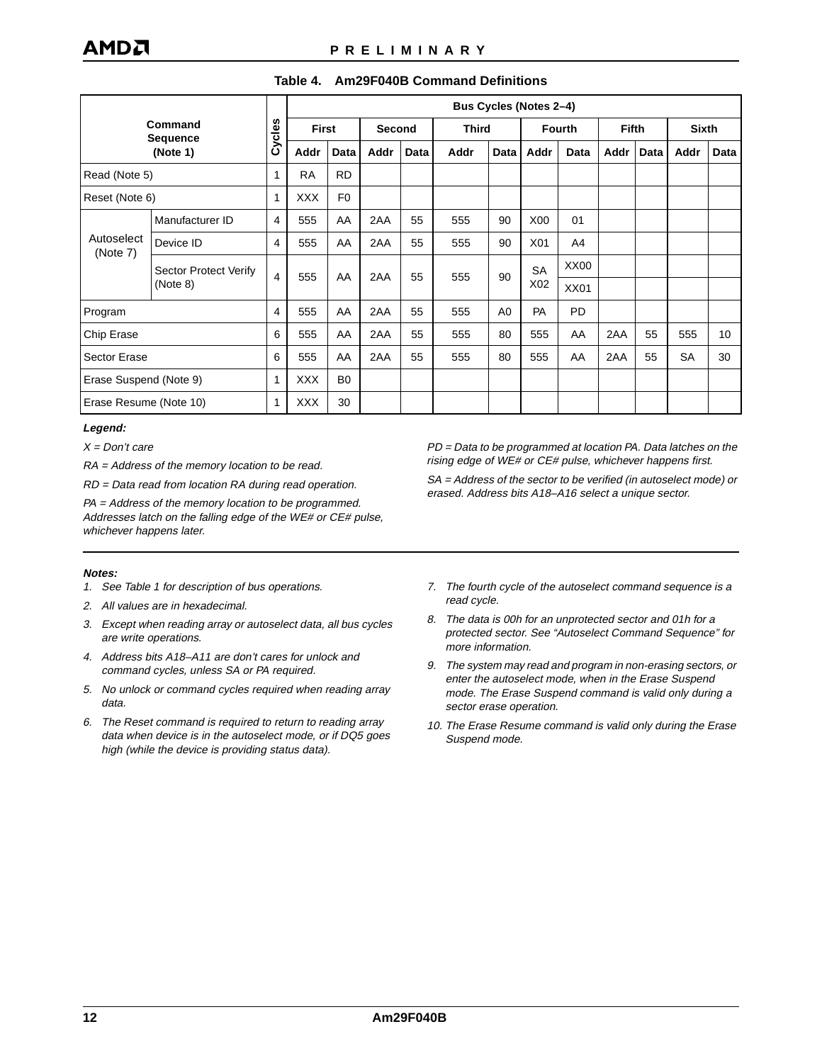**Table 4. Am29F040B Command Definitions**

| Command Sequence (Note 1) | | Cycles | Bus Cycles (Notes 2–4) | | | | | | | | | | | |
|---|---|---|---|---|---|---|---|---|---|---|---|---|---|---|
| | | | First | | Second | | Third | | Fourth | | Fifth | | Sixth | |
| | | | Addr | Data | Addr | Data | Addr | Data | Addr | Data | Addr | Data | Addr | Data |
| Read (Note 5) | | 1 | RA | RD | | | | | | | | | | |
| Reset (Note 6) | | 1 | XXX | F0 | | | | | | | | | | |
| Autoselect (Note 7) | Manufacturer ID | 4 | 555 | AA | 2AA | 55 | 555 | 90 | X00 | 01 | | | | |
| | Device ID | 4 | 555 | AA | 2AA | 55 | 555 | 90 | X01 | A4 | | | | |
| | Sector Protect Verify (Note 8) | 4 | 555 | AA | 2AA | 55 | 555 | 90 | SA X02 | XX00 | | | | |
| | | | | | | | | | | XX01 | | | | |
| Program | | 4 | 555 | AA | 2AA | 55 | 555 | A0 | PA | PD | | | | |
| Chip Erase | | 6 | 555 | AA | 2AA | 55 | 555 | 80 | 555 | AA | 2AA | 55 | 555 | 10 |
| Sector Erase | | 6 | 555 | AA | 2AA | 55 | 555 | 80 | 555 | AA | 2AA | 55 | SA | 30 |
| Erase Suspend (Note 9) | | 1 | XXX | B0 | | | | | | | | | | |
| Erase Resume (Note 10) | | 1 | XXX | 30 | | | | | | | | | | |

***Legend:***

*X = Don't care*

*RA = Address of the memory location to be read.*

*RD = Data read from location RA during read operation.*

*PA = Address of the memory location to be programmed. Addresses latch on the falling edge of the WE# or CE# pulse, whichever happens later.*

*PD = Data to be programmed at location PA. Data latches on the rising edge of WE# or CE# pulse, whichever happens first.*

*SA = Address of the sector to be verified (in autoselect mode) or erased. Address bits A18–A16 select a unique sector.*

***Notes:***

1. *See Table 1 for description of bus operations.*
2. *All values are in hexadecimal.*
3. *Except when reading array or autoselect data, all bus cycles are write operations.*
4. *Address bits A18–A11 are don't cares for unlock and command cycles, unless SA or PA required.*
5. *No unlock or command cycles required when reading array data.*
6. *The Reset command is required to return to reading array data when device is in the autoselect mode, or if DQ5 goes high (while the device is providing status data).*
7. *The fourth cycle of the autoselect command sequence is a read cycle.*
8. *The data is 00h for an unprotected sector and 01h for a protected sector. See "Autoselect Command Sequence" for more information.*
9. *The system may read and program in non-erasing sectors, or enter the autoselect mode, when in the Erase Suspend mode. The Erase Suspend command is valid only during a sector erase operation.*
10. *The Erase Resume command is valid only during the Erase Suspend mode.*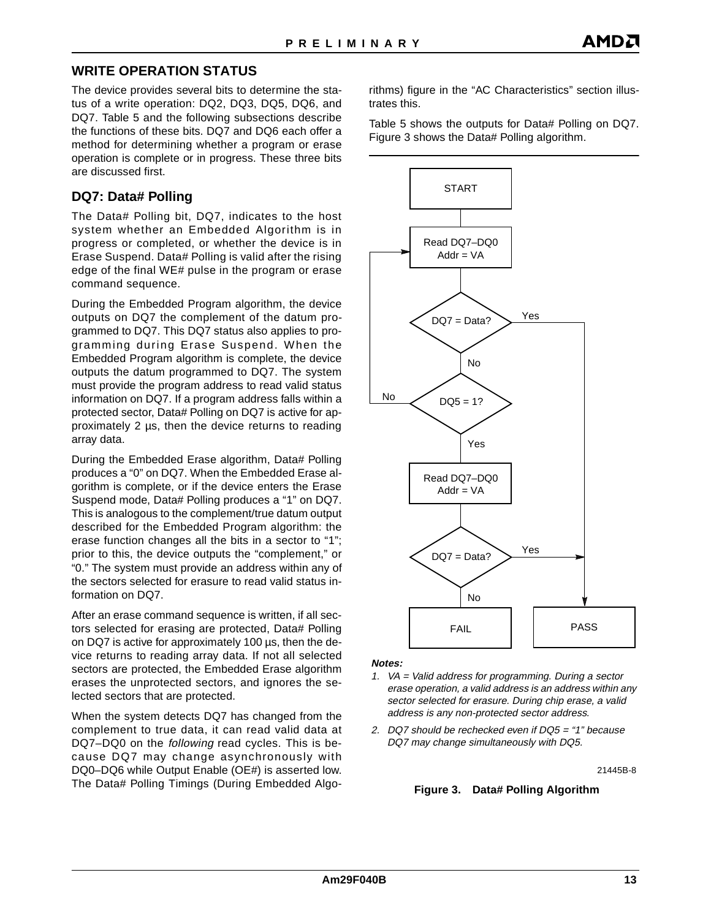## WRITE OPERATION STATUS

The device provides several bits to determine the status of a write operation: DQ2, DQ3, DQ5, DQ6, and DQ7. Table 5 and the following subsections describe the functions of these bits. DQ7 and DQ6 each offer a method for determining whether a program or erase operation is complete or in progress. These three bits are discussed first.

### DQ7: Data# Polling

The Data# Polling bit, DQ7, indicates to the host system whether an Embedded Algorithm is in progress or completed, or whether the device is in Erase Suspend. Data# Polling is valid after the rising edge of the final WE# pulse in the program or erase command sequence.

During the Embedded Program algorithm, the device outputs on DQ7 the complement of the datum programmed to DQ7. This DQ7 status also applies to programming during Erase Suspend. When the Embedded Program algorithm is complete, the device outputs the datum programmed to DQ7. The system must provide the program address to read valid status information on DQ7. If a program address falls within a protected sector, Data# Polling on DQ7 is active for approximately 2 µs, then the device returns to reading array data.

During the Embedded Erase algorithm, Data# Polling produces a "0" on DQ7. When the Embedded Erase algorithm is complete, or if the device enters the Erase Suspend mode, Data# Polling produces a "1" on DQ7. This is analogous to the complement/true datum output described for the Embedded Program algorithm: the erase function changes all the bits in a sector to "1"; prior to this, the device outputs the "complement," or "0." The system must provide an address within any of the sectors selected for erasure to read valid status information on DQ7.

After an erase command sequence is written, if all sectors selected for erasing are protected, Data# Polling on DQ7 is active for approximately 100 µs, then the device returns to reading array data. If not all selected sectors are protected, the Embedded Erase algorithm erases the unprotected sectors, and ignores the selected sectors that are protected.

When the system detects DQ7 has changed from the complement to true data, it can read valid data at DQ7–DQ0 on the *following* read cycles. This is because DQ7 may change asynchronously with DQ0–DQ6 while Output Enable (OE#) is asserted low. The Data# Polling Timings (During Embedded Algorithms) figure in the "AC Characteristics" section illustrates this.

Table 5 shows the outputs for Data# Polling on DQ7. Figure 3 shows the Data# Polling algorithm.

START → Read DQ7–DQ0, Addr = VA → DQ7 = Data? (Yes → PASS; No →) DQ5 = 1? (No → back to Read DQ7–DQ0; Yes →) Read DQ7–DQ0, Addr = VA → DQ7 = Data? (Yes → PASS; No → FAIL)

***Notes:***

1. *VA = Valid address for programming. During a sector erase operation, a valid address is an address within any sector selected for erasure. During chip erase, a valid address is any non-protected sector address.*
2. *DQ7 should be rechecked even if DQ5 = "1" because DQ7 may change simultaneously with DQ5.*

21445B-8

**Figure 3. Data# Polling Algorithm**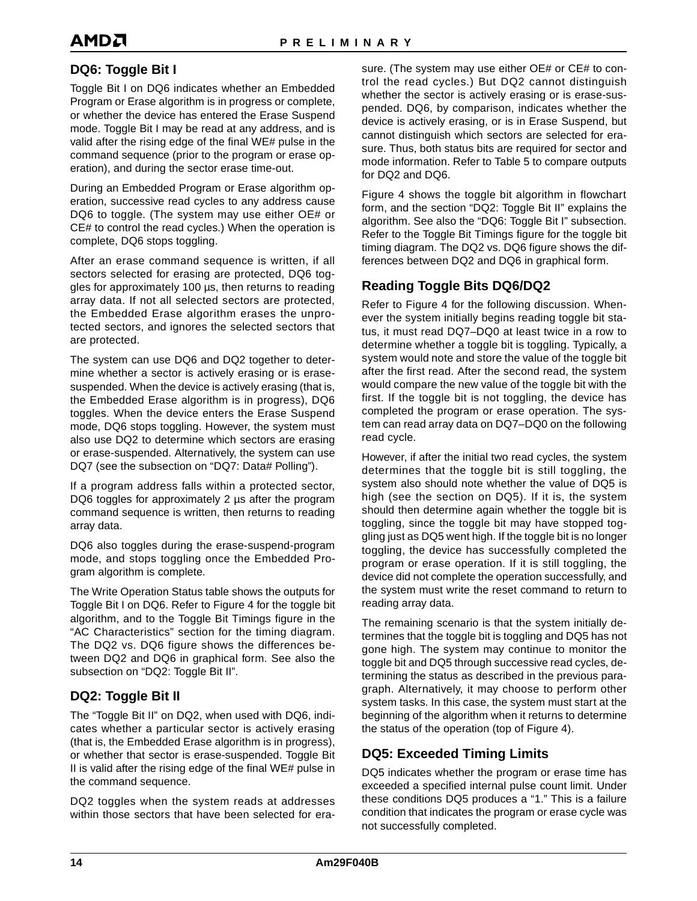## DQ6: Toggle Bit I

Toggle Bit I on DQ6 indicates whether an Embedded Program or Erase algorithm is in progress or complete, or whether the device has entered the Erase Suspend mode. Toggle Bit I may be read at any address, and is valid after the rising edge of the final WE# pulse in the command sequence (prior to the program or erase operation), and during the sector erase time-out.

During an Embedded Program or Erase algorithm operation, successive read cycles to any address cause DQ6 to toggle. (The system may use either OE# or CE# to control the read cycles.) When the operation is complete, DQ6 stops toggling.

After an erase command sequence is written, if all sectors selected for erasing are protected, DQ6 toggles for approximately 100 µs, then returns to reading array data. If not all selected sectors are protected, the Embedded Erase algorithm erases the unprotected sectors, and ignores the selected sectors that are protected.

The system can use DQ6 and DQ2 together to determine whether a sector is actively erasing or is erase-suspended. When the device is actively erasing (that is, the Embedded Erase algorithm is in progress), DQ6 toggles. When the device enters the Erase Suspend mode, DQ6 stops toggling. However, the system must also use DQ2 to determine which sectors are erasing or erase-suspended. Alternatively, the system can use DQ7 (see the subsection on "DQ7: Data# Polling").

If a program address falls within a protected sector, DQ6 toggles for approximately 2 µs after the program command sequence is written, then returns to reading array data.

DQ6 also toggles during the erase-suspend-program mode, and stops toggling once the Embedded Program algorithm is complete.

The Write Operation Status table shows the outputs for Toggle Bit I on DQ6. Refer to Figure 4 for the toggle bit algorithm, and to the Toggle Bit Timings figure in the "AC Characteristics" section for the timing diagram. The DQ2 vs. DQ6 figure shows the differences between DQ2 and DQ6 in graphical form. See also the subsection on "DQ2: Toggle Bit II".

## DQ2: Toggle Bit II

The "Toggle Bit II" on DQ2, when used with DQ6, indicates whether a particular sector is actively erasing (that is, the Embedded Erase algorithm is in progress), or whether that sector is erase-suspended. Toggle Bit II is valid after the rising edge of the final WE# pulse in the command sequence.

DQ2 toggles when the system reads at addresses within those sectors that have been selected for erasure. (The system may use either OE# or CE# to control the read cycles.) But DQ2 cannot distinguish whether the sector is actively erasing or is erase-suspended. DQ6, by comparison, indicates whether the device is actively erasing, or is in Erase Suspend, but cannot distinguish which sectors are selected for erasure. Thus, both status bits are required for sector and mode information. Refer to Table 5 to compare outputs for DQ2 and DQ6.

Figure 4 shows the toggle bit algorithm in flowchart form, and the section "DQ2: Toggle Bit II" explains the algorithm. See also the "DQ6: Toggle Bit I" subsection. Refer to the Toggle Bit Timings figure for the toggle bit timing diagram. The DQ2 vs. DQ6 figure shows the differences between DQ2 and DQ6 in graphical form.

## Reading Toggle Bits DQ6/DQ2

Refer to Figure 4 for the following discussion. Whenever the system initially begins reading toggle bit status, it must read DQ7–DQ0 at least twice in a row to determine whether a toggle bit is toggling. Typically, a system would note and store the value of the toggle bit after the first read. After the second read, the system would compare the new value of the toggle bit with the first. If the toggle bit is not toggling, the device has completed the program or erase operation. The system can read array data on DQ7–DQ0 on the following read cycle.

However, if after the initial two read cycles, the system determines that the toggle bit is still toggling, the system also should note whether the value of DQ5 is high (see the section on DQ5). If it is, the system should then determine again whether the toggle bit is toggling, since the toggle bit may have stopped toggling just as DQ5 went high. If the toggle bit is no longer toggling, the device has successfully completed the program or erase operation. If it is still toggling, the device did not complete the operation successfully, and the system must write the reset command to return to reading array data.

The remaining scenario is that the system initially determines that the toggle bit is toggling and DQ5 has not gone high. The system may continue to monitor the toggle bit and DQ5 through successive read cycles, determining the status as described in the previous paragraph. Alternatively, it may choose to perform other system tasks. In this case, the system must start at the beginning of the algorithm when it returns to determine the status of the operation (top of Figure 4).

## DQ5: Exceeded Timing Limits

DQ5 indicates whether the program or erase time has exceeded a specified internal pulse count limit. Under these conditions DQ5 produces a "1." This is a failure condition that indicates the program or erase cycle was not successfully completed.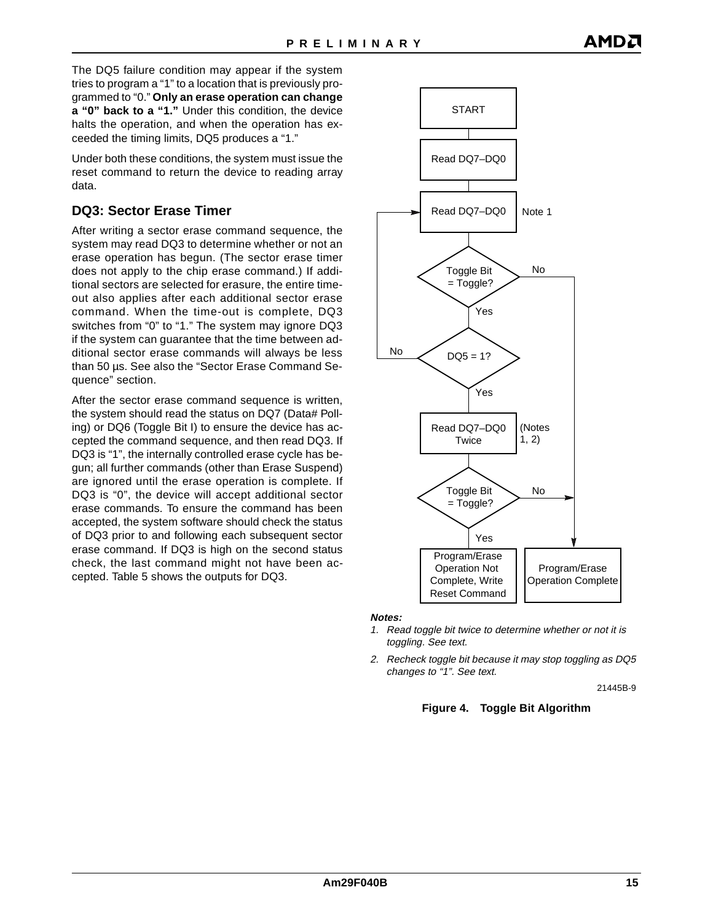The DQ5 failure condition may appear if the system tries to program a "1" to a location that is previously programmed to "0." **Only an erase operation can change a "0" back to a "1."** Under this condition, the device halts the operation, and when the operation has exceeded the timing limits, DQ5 produces a "1."

Under both these conditions, the system must issue the reset command to return the device to reading array data.

## DQ3: Sector Erase Timer

After writing a sector erase command sequence, the system may read DQ3 to determine whether or not an erase operation has begun. (The sector erase timer does not apply to the chip erase command.) If additional sectors are selected for erasure, the entire timeout also applies after each additional sector erase command. When the time-out is complete, DQ3 switches from "0" to "1." The system may ignore DQ3 if the system can guarantee that the time between additional sector erase commands will always be less than 50 µs. See also the "Sector Erase Command Sequence" section.

After the sector erase command sequence is written, the system should read the status on DQ7 (Data# Polling) or DQ6 (Toggle Bit I) to ensure the device has accepted the command sequence, and then read DQ3. If DQ3 is "1", the internally controlled erase cycle has begun; all further commands (other than Erase Suspend) are ignored until the erase operation is complete. If DQ3 is "0", the device will accept additional sector erase commands. To ensure the command has been accepted, the system software should check the status of DQ3 prior to and following each subsequent sector erase command. If DQ3 is high on the second status check, the last command might not have been accepted. Table 5 shows the outputs for DQ3.

START

Read DQ7–DQ0

Read DQ7–DQ0 (Note 1)

Toggle Bit = Toggle? — No → Program/Erase Operation Complete; Yes ↓

DQ5 = 1? — No → back to Read DQ7–DQ0; Yes ↓

Read DQ7–DQ0 Twice (Notes 1, 2)

Toggle Bit = Toggle? — No → Program/Erase Operation Complete; Yes → Program/Erase Operation Not Complete, Write Reset Command

***Notes:***

1. *Read toggle bit twice to determine whether or not it is toggling. See text.*
2. *Recheck toggle bit because it may stop toggling as DQ5 changes to "1". See text.*

21445B-9

**Figure 4. Toggle Bit Algorithm**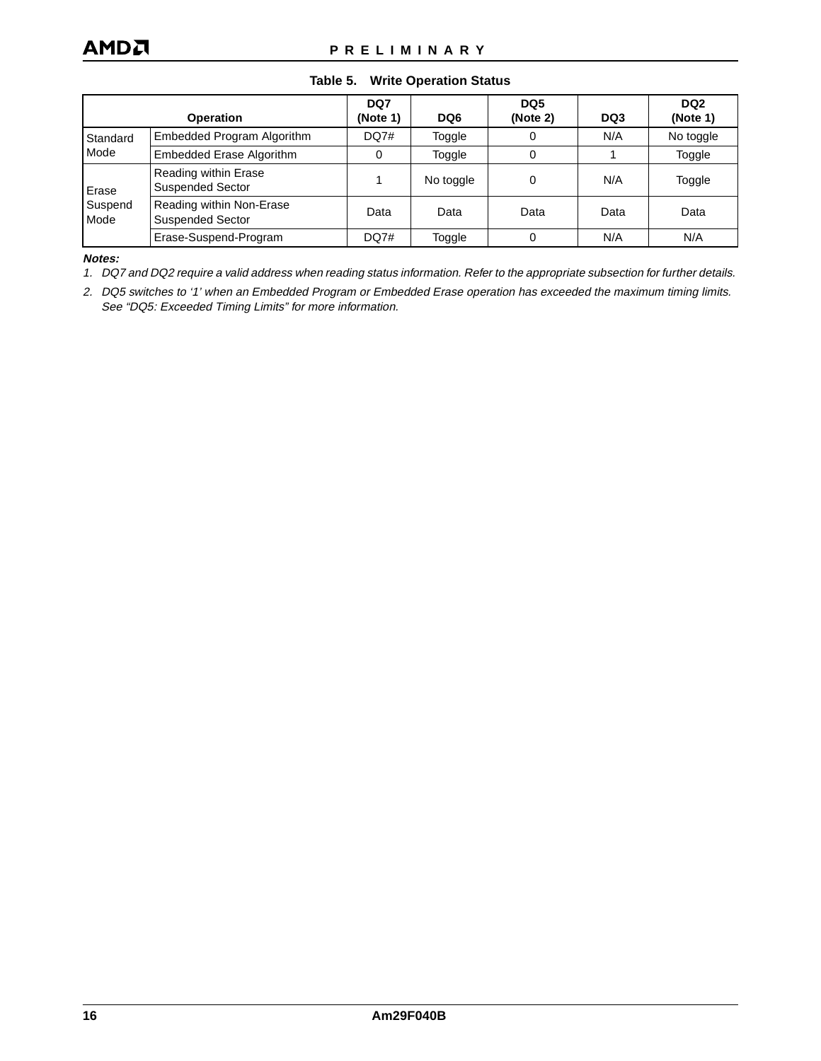**Table 5. Write Operation Status**

| Operation | | DQ7 (Note 1) | DQ6 | DQ5 (Note 2) | DQ3 | DQ2 (Note 1) |
|---|---|---|---|---|---|---|
| Standard Mode | Embedded Program Algorithm | DQ7# | Toggle | 0 | N/A | No toggle |
| | Embedded Erase Algorithm | 0 | Toggle | 0 | 1 | Toggle |
| Erase Suspend Mode | Reading within Erase Suspended Sector | 1 | No toggle | 0 | N/A | Toggle |
| | Reading within Non-Erase Suspended Sector | Data | Data | Data | Data | Data |
| | Erase-Suspend-Program | DQ7# | Toggle | 0 | N/A | N/A |

***Notes:***

*1. DQ7 and DQ2 require a valid address when reading status information. Refer to the appropriate subsection for further details.*

*2. DQ5 switches to '1' when an Embedded Program or Embedded Erase operation has exceeded the maximum timing limits. See "DQ5: Exceeded Timing Limits" for more information.*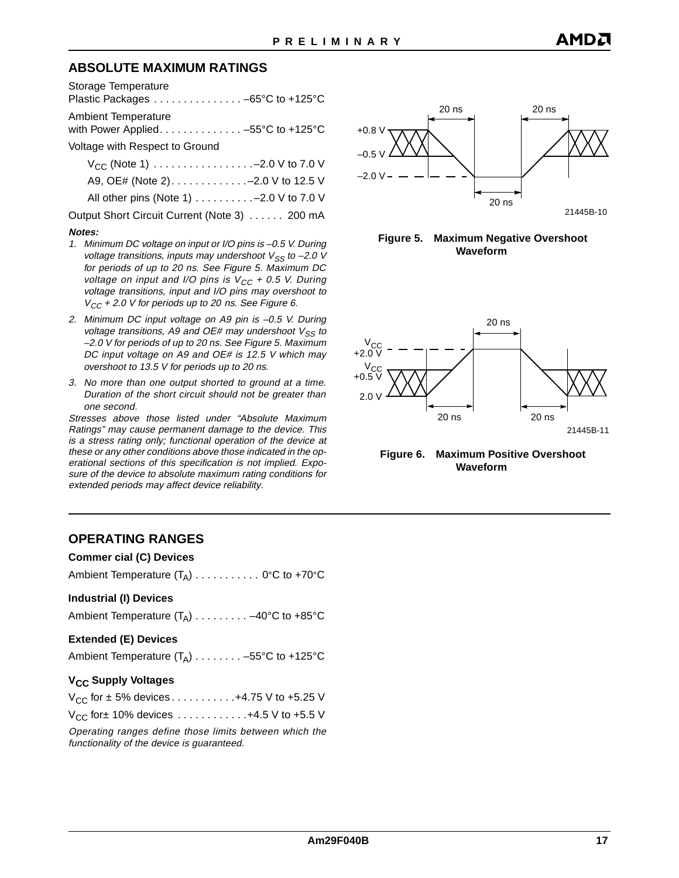## ABSOLUTE MAXIMUM RATINGS

Storage Temperature
Plastic Packages . . . . . . . . . . . . . . . –65°C to +125°C

Ambient Temperature
with Power Applied. . . . . . . . . . . . . . –55°C to +125°C

Voltage with Respect to Ground

$V_{CC}$ (Note 1) . . . . . . . . . . . . . . . . .–2.0 V to 7.0 V

A9, OE# (Note 2). . . . . . . . . . . . .–2.0 V to 12.5 V

All other pins (Note 1) . . . . . . . . . .–2.0 V to 7.0 V

Output Short Circuit Current (Note 3) . . . . . . 200 mA

***Notes:***

1. *Minimum DC voltage on input or I/O pins is –0.5 V. During voltage transitions, inputs may undershoot $V_{SS}$ to –2.0 V for periods of up to 20 ns. See Figure 5. Maximum DC voltage on input and I/O pins is $V_{CC}$ + 0.5 V. During voltage transitions, input and I/O pins may overshoot to $V_{CC}$ + 2.0 V for periods up to 20 ns. See Figure 6.*
2. *Minimum DC input voltage on A9 pin is –0.5 V. During voltage transitions, A9 and OE# may undershoot $V_{SS}$ to –2.0 V for periods of up to 20 ns. See Figure 5. Maximum DC input voltage on A9 and OE# is 12.5 V which may overshoot to 13.5 V for periods up to 20 ns.*
3. *No more than one output shorted to ground at a time. Duration of the short circuit should not be greater than one second.*

*Stresses above those listed under “Absolute Maximum Ratings” may cause permanent damage to the device. This is a stress rating only; functional operation of the device at these or any other conditions above those indicated in the operational sections of this specification is not implied. Exposure of the device to absolute maximum rating conditions for extended periods may affect device reliability.*

**Figure 5. Maximum Negative Overshoot Waveform**

**Figure 6. Maximum Positive Overshoot Waveform**

## OPERATING RANGES

### Commercial (C) Devices

Ambient Temperature ($T_A$) . . . . . . . . . . . 0°C to +70°C

### Industrial (I) Devices

Ambient Temperature ($T_A$) . . . . . . . . . –40°C to +85°C

### Extended (E) Devices

Ambient Temperature ($T_A$) . . . . . . . . –55°C to +125°C

### $V_{CC}$ Supply Voltages

$V_{CC}$ for ± 5% devices . . . . . . . . . . .+4.75 V to +5.25 V

$V_{CC}$ for± 10% devices . . . . . . . . . . . .+4.5 V to +5.5 V

*Operating ranges define those limits between which the functionality of the device is guaranteed.*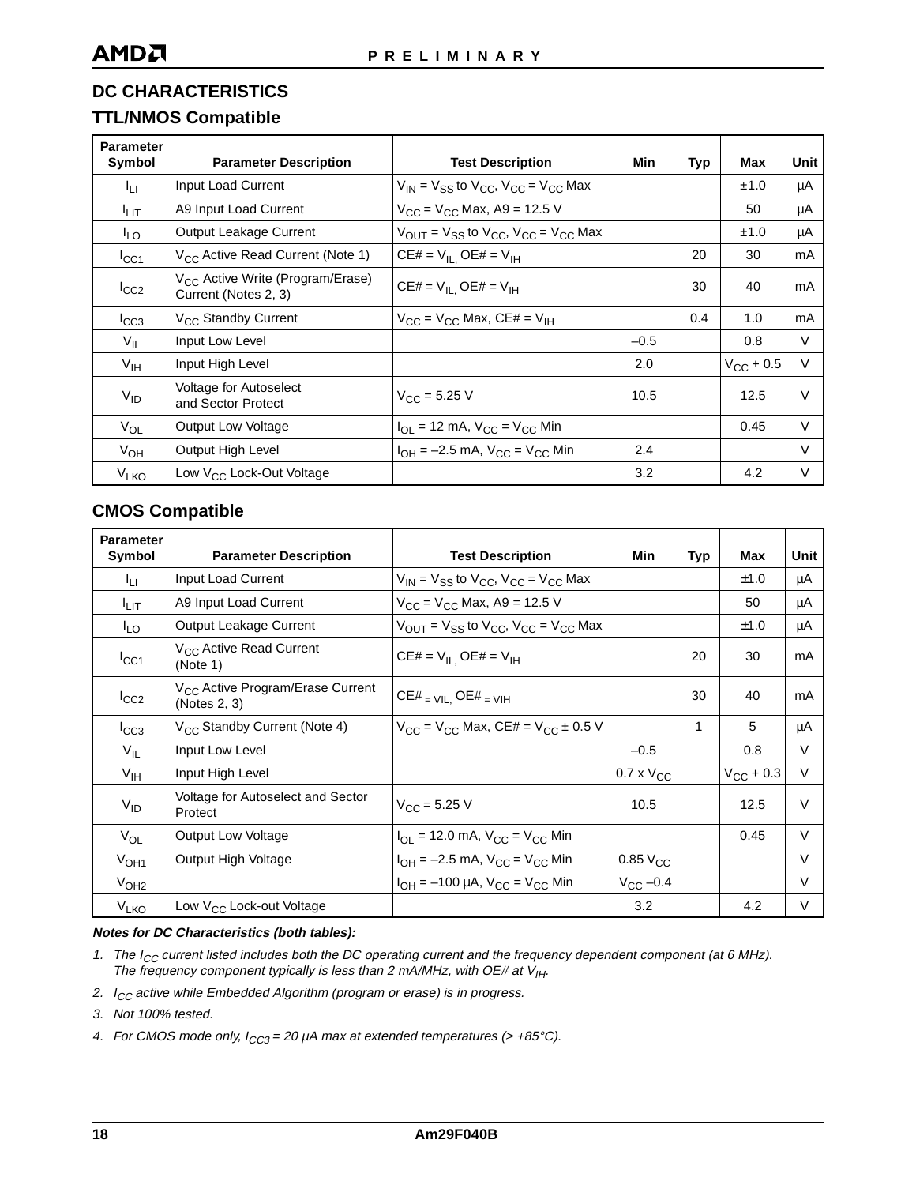## DC CHARACTERISTICS

### TTL/NMOS Compatible

| Parameter Symbol | Parameter Description | Test Description | Min | Typ | Max | Unit |
|---|---|---|---|---|---|---|
| $I_{LI}$ | Input Load Current | $V_{IN} = V_{SS}$ to $V_{CC}$, $V_{CC} = V_{CC}$ Max | | | ±1.0 | µA |
| $I_{LIT}$ | A9 Input Load Current | $V_{CC} = V_{CC}$ Max, A9 = 12.5 V | | | 50 | µA |
| $I_{LO}$ | Output Leakage Current | $V_{OUT} = V_{SS}$ to $V_{CC}$, $V_{CC} = V_{CC}$ Max | | | ±1.0 | µA |
| $I_{CC1}$ | $V_{CC}$ Active Read Current (Note 1) | CE# = $V_{IL,}$ OE# = $V_{IH}$ | | 20 | 30 | mA |
| $I_{CC2}$ | $V_{CC}$ Active Write (Program/Erase) Current (Notes 2, 3) | CE# = $V_{IL,}$ OE# = $V_{IH}$ | | 30 | 40 | mA |
| $I_{CC3}$ | $V_{CC}$ Standby Current | $V_{CC} = V_{CC}$ Max, CE# = $V_{IH}$ | | 0.4 | 1.0 | mA |
| $V_{IL}$ | Input Low Level | | –0.5 | | 0.8 | V |
| $V_{IH}$ | Input High Level | | 2.0 | | $V_{CC}$ + 0.5 | V |
| $V_{ID}$ | Voltage for Autoselect and Sector Protect | $V_{CC}$ = 5.25 V | 10.5 | | 12.5 | V |
| $V_{OL}$ | Output Low Voltage | $I_{OL}$ = 12 mA, $V_{CC} = V_{CC}$ Min | | | 0.45 | V |
| $V_{OH}$ | Output High Level | $I_{OH}$ = –2.5 mA, $V_{CC} = V_{CC}$ Min | 2.4 | | | V |
| $V_{LKO}$ | Low $V_{CC}$ Lock-Out Voltage | | 3.2 | | 4.2 | V |

### CMOS Compatible

| Parameter Symbol | Parameter Description | Test Description | Min | Typ | Max | Unit |
|---|---|---|---|---|---|---|
| $I_{LI}$ | Input Load Current | $V_{IN} = V_{SS}$ to $V_{CC}$, $V_{CC} = V_{CC}$ Max | | | ±1.0 | µA |
| $I_{LIT}$ | A9 Input Load Current | $V_{CC} = V_{CC}$ Max, A9 = 12.5 V | | | 50 | µA |
| $I_{LO}$ | Output Leakage Current | $V_{OUT} = V_{SS}$ to $V_{CC}$, $V_{CC} = V_{CC}$ Max | | | ±1.0 | µA |
| $I_{CC1}$ | $V_{CC}$ Active Read Current (Note 1) | CE# = $V_{IL,}$ OE# = $V_{IH}$ | | 20 | 30 | mA |
| $I_{CC2}$ | $V_{CC}$ Active Program/Erase Current (Notes 2, 3) | CE# $_{= VIL,}$ OE# $_{= VIH}$ | | 30 | 40 | mA |
| $I_{CC3}$ | $V_{CC}$ Standby Current (Note 4) | $V_{CC} = V_{CC}$ Max, CE# = $V_{CC}$ ± 0.5 V | | 1 | 5 | µA |
| $V_{IL}$ | Input Low Level | | –0.5 | | 0.8 | V |
| $V_{IH}$ | Input High Level | | 0.7 x $V_{CC}$ | | $V_{CC}$ + 0.3 | V |
| $V_{ID}$ | Voltage for Autoselect and Sector Protect | $V_{CC}$ = 5.25 V | 10.5 | | 12.5 | V |
| $V_{OL}$ | Output Low Voltage | $I_{OL}$ = 12.0 mA, $V_{CC} = V_{CC}$ Min | | | 0.45 | V |
| $V_{OH1}$ | Output High Voltage | $I_{OH}$ = –2.5 mA, $V_{CC} = V_{CC}$ Min | 0.85 $V_{CC}$ | | | V |
| $V_{OH2}$ | | $I_{OH}$ = –100 µA, $V_{CC} = V_{CC}$ Min | $V_{CC}$ –0.4 | | | V |
| $V_{LKO}$ | Low $V_{CC}$ Lock-out Voltage | | 3.2 | | 4.2 | V |

***Notes for DC Characteristics (both tables):***

1. *The $I_{CC}$ current listed includes both the DC operating current and the frequency dependent component (at 6 MHz). The frequency component typically is less than 2 mA/MHz, with OE# at $V_{IH}$.*
2. *$I_{CC}$ active while Embedded Algorithm (program or erase) is in progress.*
3. *Not 100% tested.*
4. *For CMOS mode only, $I_{CC3}$ = 20 µA max at extended temperatures (> +85°C).*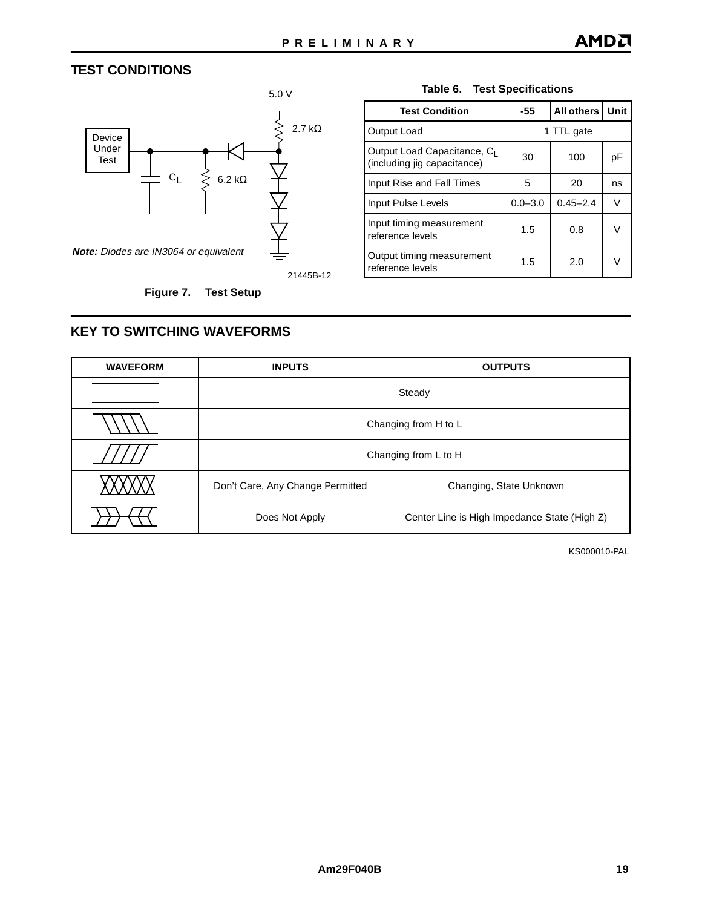## TEST CONDITIONS

5.0 V

2.7 kΩ

Device Under Test

$C_L$

6.2 kΩ

*Note: Diodes are IN3064 or equivalent*

21445B-12

**Figure 7. Test Setup**

**Table 6. Test Specifications**

| Test Condition | -55 | All others | Unit |
|---|---|---|---|
| Output Load | 1 TTL gate | | |
| Output Load Capacitance, $C_L$ (including jig capacitance) | 30 | 100 | pF |
| Input Rise and Fall Times | 5 | 20 | ns |
| Input Pulse Levels | 0.0–3.0 | 0.45–2.4 | V |
| Input timing measurement reference levels | 1.5 | 0.8 | V |
| Output timing measurement reference levels | 1.5 | 2.0 | V |

## KEY TO SWITCHING WAVEFORMS

| WAVEFORM | INPUTS | OUTPUTS |
|---|---|---|
| | Steady | |
| | Changing from H to L | |
| | Changing from L to H | |
| | Don't Care, Any Change Permitted | Changing, State Unknown |
| | Does Not Apply | Center Line is High Impedance State (High Z) |

KS000010-PAL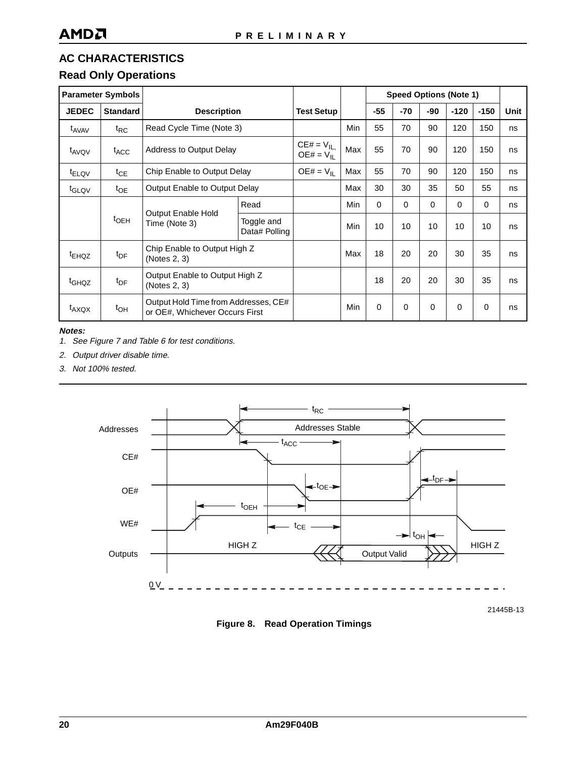## AC CHARACTERISTICS

### Read Only Operations

| Parameter Symbols | | Description | | Test Setup | | Speed Options (Note 1) | | | | | Unit |
|---|---|---|---|---|---|---|---|---|---|---|---|
| JEDEC | Standard | | | | | -55 | -70 | -90 | -120 | -150 | |
| $t_{AVAV}$ | $t_{RC}$ | Read Cycle Time (Note 3) | | | Min | 55 | 70 | 90 | 120 | 150 | ns |
| $t_{AVQV}$ | $t_{ACC}$ | Address to Output Delay | | CE# = $V_{IL}$, OE# = $V_{IL}$ | Max | 55 | 70 | 90 | 120 | 150 | ns |
| $t_{ELQV}$ | $t_{CE}$ | Chip Enable to Output Delay | | OE# = $V_{IL}$ | Max | 55 | 70 | 90 | 120 | 150 | ns |
| $t_{GLQV}$ | $t_{OE}$ | Output Enable to Output Delay | | | Max | 30 | 30 | 35 | 50 | 55 | ns |
| | $t_{OEH}$ | Output Enable Hold Time (Note 3) | Read | | Min | 0 | 0 | 0 | 0 | 0 | ns |
| | | | Toggle and Data# Polling | | Min | 10 | 10 | 10 | 10 | 10 | ns |
| $t_{EHQZ}$ | $t_{DF}$ | Chip Enable to Output High Z (Notes 2, 3) | | | Max | 18 | 20 | 20 | 30 | 35 | ns |
| $t_{GHQZ}$ | $t_{DF}$ | Output Enable to Output High Z (Notes 2, 3) | | | | 18 | 20 | 20 | 30 | 35 | ns |
| $t_{AXQX}$ | $t_{OH}$ | Output Hold Time from Addresses, CE# or OE#, Whichever Occurs First | | | Min | 0 | 0 | 0 | 0 | 0 | ns |

***Notes:***

1. *See Figure 7 and Table 6 for test conditions.*
2. *Output driver disable time.*
3. *Not 100% tested.*

21445B-13

**Figure 8. Read Operation Timings**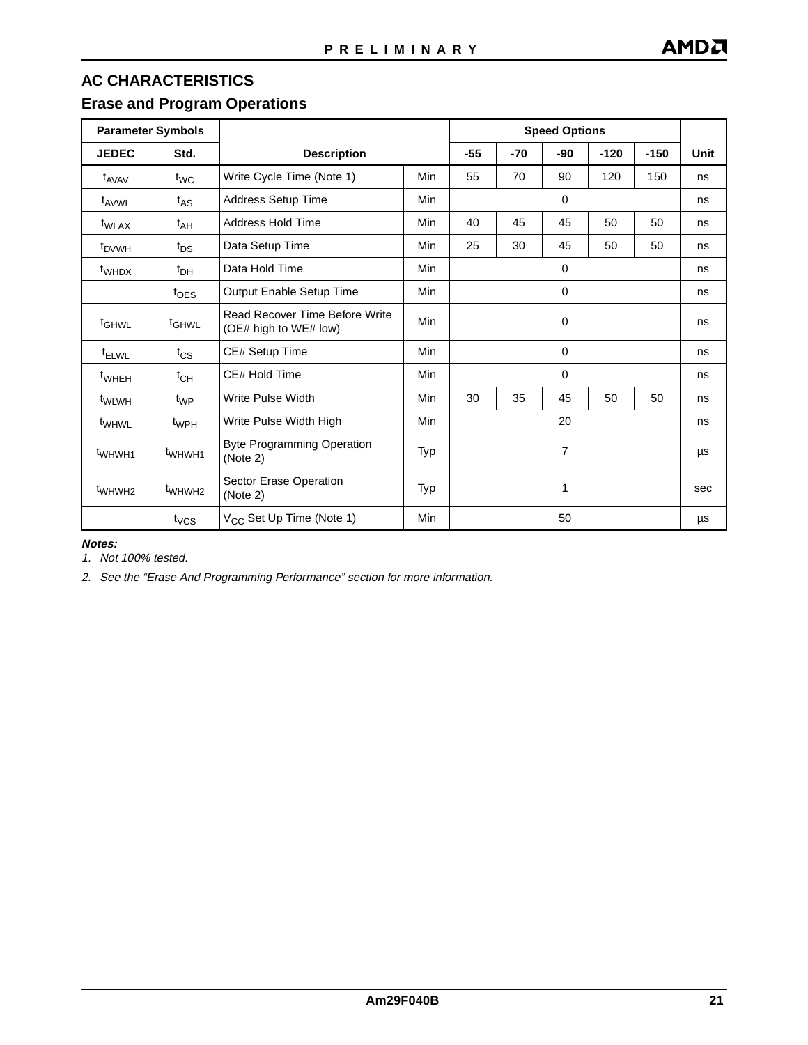## AC CHARACTERISTICS

### Erase and Program Operations

| Parameter Symbols | | Description | | Speed Options | | | | | Unit |
|---|---|---|---|---|---|---|---|---|---|
| JEDEC | Std. | | | -55 | -70 | -90 | -120 | -150 | |
| $t_{AVAV}$ | $t_{WC}$ | Write Cycle Time (Note 1) | Min | 55 | 70 | 90 | 120 | 150 | ns |
| $t_{AVWL}$ | $t_{AS}$ | Address Setup Time | Min | 0 | | | | | ns |
| $t_{WLAX}$ | $t_{AH}$ | Address Hold Time | Min | 40 | 45 | 45 | 50 | 50 | ns |
| $t_{DVWH}$ | $t_{DS}$ | Data Setup Time | Min | 25 | 30 | 45 | 50 | 50 | ns |
| $t_{WHDX}$ | $t_{DH}$ | Data Hold Time | Min | 0 | | | | | ns |
| | $t_{OES}$ | Output Enable Setup Time | Min | 0 | | | | | ns |
| $t_{GHWL}$ | $t_{GHWL}$ | Read Recover Time Before Write (OE# high to WE# low) | Min | 0 | | | | | ns |
| $t_{ELWL}$ | $t_{CS}$ | CE# Setup Time | Min | 0 | | | | | ns |
| $t_{WHEH}$ | $t_{CH}$ | CE# Hold Time | Min | 0 | | | | | ns |
| $t_{WLWH}$ | $t_{WP}$ | Write Pulse Width | Min | 30 | 35 | 45 | 50 | 50 | ns |
| $t_{WHWL}$ | $t_{WPH}$ | Write Pulse Width High | Min | 20 | | | | | ns |
| $t_{WHWH1}$ | $t_{WHWH1}$ | Byte Programming Operation (Note 2) | Typ | 7 | | | | | µs |
| $t_{WHWH2}$ | $t_{WHWH2}$ | Sector Erase Operation (Note 2) | Typ | 1 | | | | | sec |
| | $t_{VCS}$ | $V_{CC}$ Set Up Time (Note 1) | Min | 50 | | | | | µs |

***Notes:***

1. *Not 100% tested.*
2. *See the "Erase And Programming Performance" section for more information.*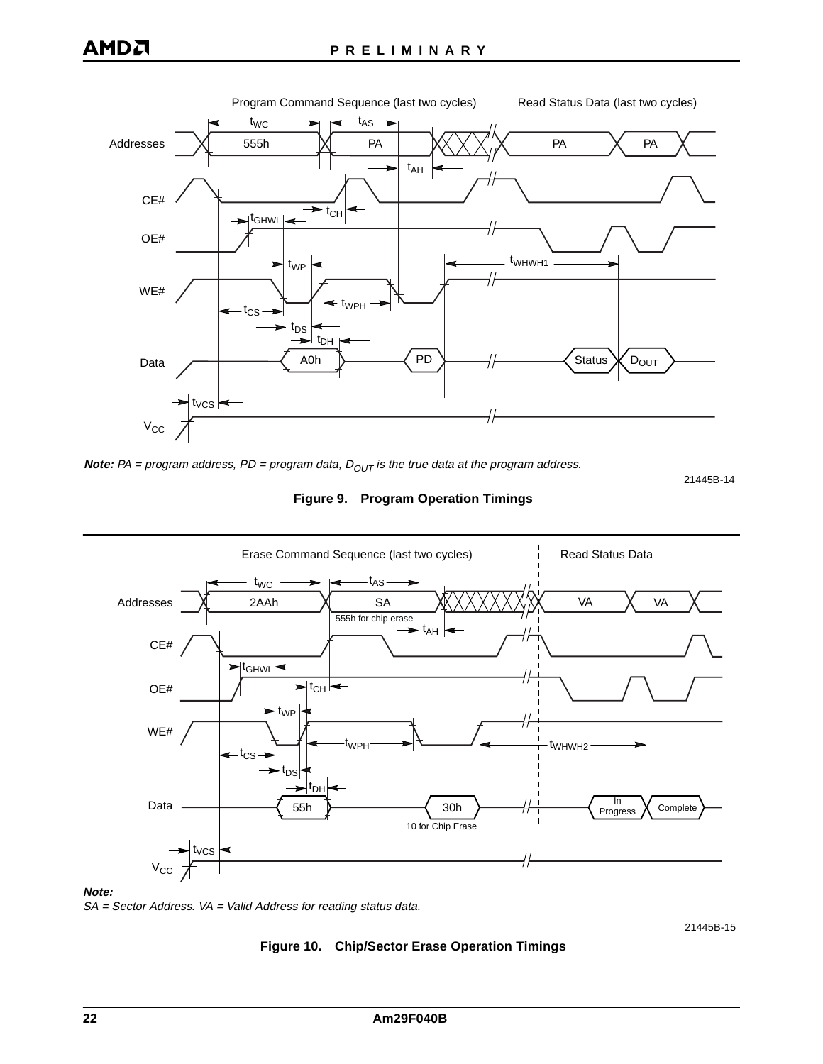Program Command Sequence (last two cycles) | Read Status Data (last two cycles)

Addresses: 555h, PA, PA, PA

Timing parameters: $t_{WC}$, $t_{AS}$, $t_{AH}$, $t_{CH}$, $t_{GHWL}$, $t_{WP}$, $t_{WHWH1}$, $t_{WPH}$, $t_{CS}$, $t_{DS}$, $t_{DH}$, $t_{VCS}$

Signals: CE#, OE#, WE#, Data (A0h, PD, Status, $D_{OUT}$), $V_{CC}$

***Note:*** *PA = program address, PD = program data, $D_{OUT}$ is the true data at the program address.*

21445B-14

**Figure 9. Program Operation Timings**

Erase Command Sequence (last two cycles) | Read Status Data

Addresses: 2AAh, SA (555h for chip erase), VA, VA

Timing parameters: $t_{WC}$, $t_{AS}$, $t_{AH}$, $t_{GHWL}$, $t_{CH}$, $t_{WP}$, $t_{WPH}$, $t_{WHWH2}$, $t_{CS}$, $t_{DS}$, $t_{DH}$, $t_{VCS}$

Signals: CE#, OE#, WE#, Data (55h, 30h (10 for Chip Erase), In Progress, Complete), $V_{CC}$

***Note:***
*SA = Sector Address. VA = Valid Address for reading status data.*

21445B-15

**Figure 10. Chip/Sector Erase Operation Timings**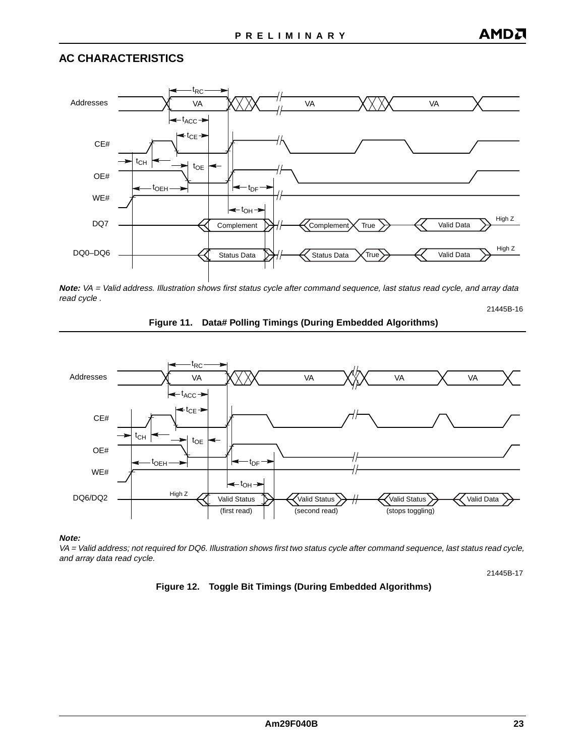## AC CHARACTERISTICS

**Note:** *VA = Valid address. Illustration shows first status cycle after command sequence, last status read cycle, and array data read cycle .*

21445B-16

**Figure 11. Data# Polling Timings (During Embedded Algorithms)**

**Note:**

*VA = Valid address; not required for DQ6. Illustration shows first two status cycle after command sequence, last status read cycle, and array data read cycle.*

21445B-17

**Figure 12. Toggle Bit Timings (During Embedded Algorithms)**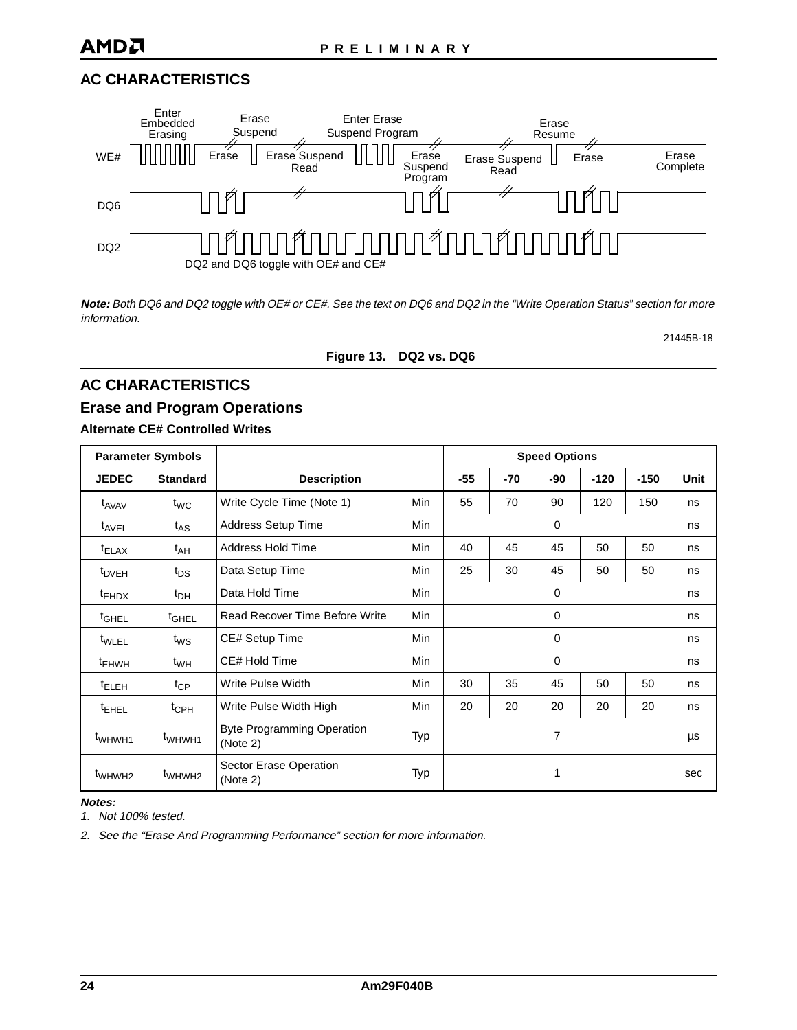## AC CHARACTERISTICS

Enter Embedded Erasing | Erase Suspend | Enter Erase Suspend Program | Erase Resume

WE# — Erase | Erase Suspend Read | Erase Suspend Program | Erase Suspend Read | Erase | Erase Complete

DQ6

DQ2

DQ2 and DQ6 toggle with OE# and CE#

***Note:** Both DQ6 and DQ2 toggle with OE# or CE#. See the text on DQ6 and DQ2 in the "Write Operation Status" section for more information.*

21445B-18

**Figure 13. DQ2 vs. DQ6**

## AC CHARACTERISTICS

### Erase and Program Operations

#### Alternate CE# Controlled Writes

| Parameter Symbols | | | | Speed Options | | | | | |
|---|---|---|---|---|---|---|---|---|---|
| **JEDEC** | **Standard** | **Description** | | **-55** | **-70** | **-90** | **-120** | **-150** | **Unit** |
| $t_{AVAV}$ | $t_{WC}$ | Write Cycle Time (Note 1) | Min | 55 | 70 | 90 | 120 | 150 | ns |
| $t_{AVEL}$ | $t_{AS}$ | Address Setup Time | Min | 0 | | | | | ns |
| $t_{ELAX}$ | $t_{AH}$ | Address Hold Time | Min | 40 | 45 | 45 | 50 | 50 | ns |
| $t_{DVEH}$ | $t_{DS}$ | Data Setup Time | Min | 25 | 30 | 45 | 50 | 50 | ns |
| $t_{EHDX}$ | $t_{DH}$ | Data Hold Time | Min | 0 | | | | | ns |
| $t_{GHEL}$ | $t_{GHEL}$ | Read Recover Time Before Write | Min | 0 | | | | | ns |
| $t_{WLEL}$ | $t_{WS}$ | CE# Setup Time | Min | 0 | | | | | ns |
| $t_{EHWH}$ | $t_{WH}$ | CE# Hold Time | Min | 0 | | | | | ns |
| $t_{ELEH}$ | $t_{CP}$ | Write Pulse Width | Min | 30 | 35 | 45 | 50 | 50 | ns |
| $t_{EHEL}$ | $t_{CPH}$ | Write Pulse Width High | Min | 20 | 20 | 20 | 20 | 20 | ns |
| $t_{WHWH1}$ | $t_{WHWH1}$ | Byte Programming Operation (Note 2) | Typ | 7 | | | | | µs |
| $t_{WHWH2}$ | $t_{WHWH2}$ | Sector Erase Operation (Note 2) | Typ | 1 | | | | | sec |

***Notes:***

*1. Not 100% tested.*

*2. See the "Erase And Programming Performance" section for more information.*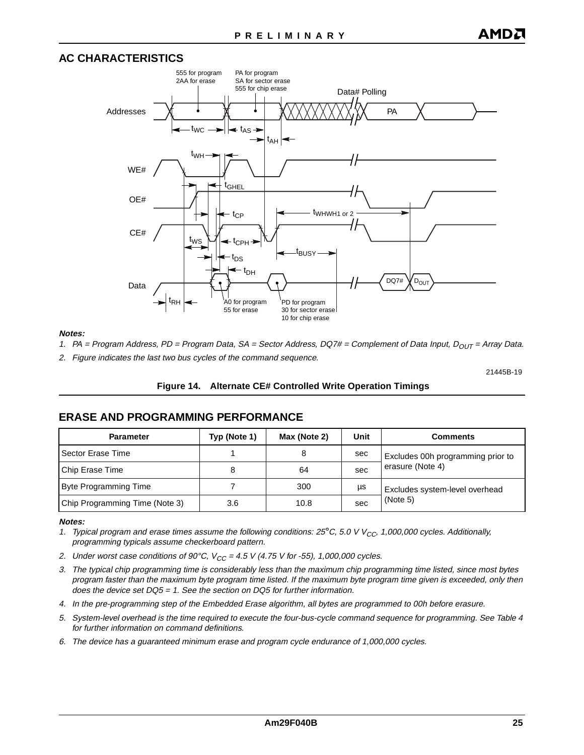## AC CHARACTERISTICS

**Notes:**

1. *PA = Program Address, PD = Program Data, SA = Sector Address, DQ7# = Complement of Data Input, $D_{OUT}$ = Array Data.*
2. *Figure indicates the last two bus cycles of the command sequence.*

21445B-19

**Figure 14. Alternate CE# Controlled Write Operation Timings**

## ERASE AND PROGRAMMING PERFORMANCE

| Parameter | Typ (Note 1) | Max (Note 2) | Unit | Comments |
|---|---|---|---|---|
| Sector Erase Time | 1 | 8 | sec | Excludes 00h programming prior to erasure (Note 4) |
| Chip Erase Time | 8 | 64 | sec | |
| Byte Programming Time | 7 | 300 | µs | Excludes system-level overhead (Note 5) |
| Chip Programming Time (Note 3) | 3.6 | 10.8 | sec | |

**Notes:**

1. *Typical program and erase times assume the following conditions: 25°C, 5.0 V $V_{CC}$, 1,000,000 cycles. Additionally, programming typicals assume checkerboard pattern.*
2. *Under worst case conditions of 90°C, $V_{CC}$ = 4.5 V (4.75 V for -55), 1,000,000 cycles.*
3. *The typical chip programming time is considerably less than the maximum chip programming time listed, since most bytes program faster than the maximum byte program time listed. If the maximum byte program time given is exceeded, only then does the device set DQ5 = 1. See the section on DQ5 for further information.*
4. *In the pre-programming step of the Embedded Erase algorithm, all bytes are programmed to 00h before erasure.*
5. *System-level overhead is the time required to execute the four-bus-cycle command sequence for programming. See Table 4 for further information on command definitions.*
6. *The device has a guaranteed minimum erase and program cycle endurance of 1,000,000 cycles.*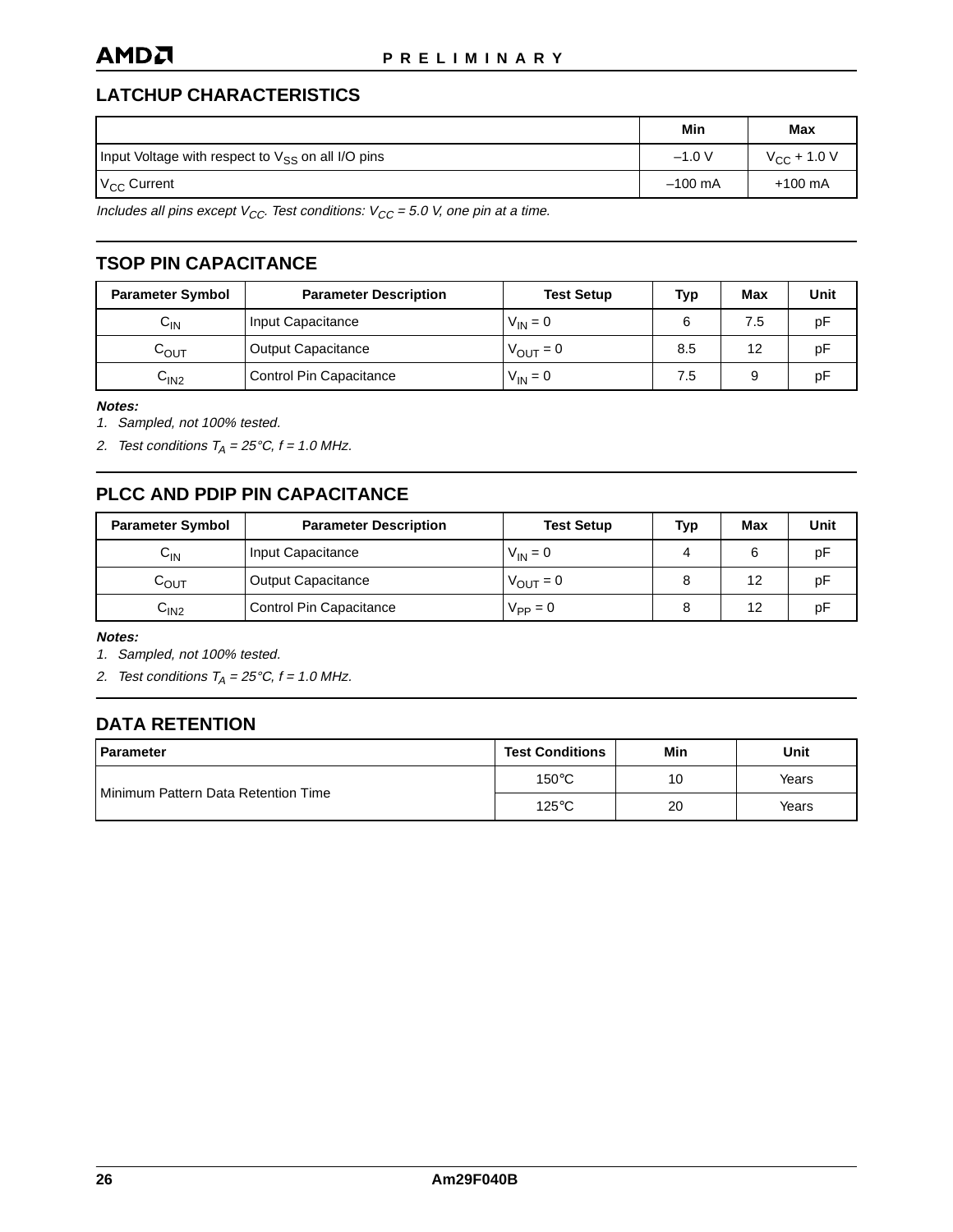## LATCHUP CHARACTERISTICS

| | Min | Max |
|---|---|---|
| Input Voltage with respect to $V_{SS}$ on all I/O pins | –1.0 V | $V_{CC}$ + 1.0 V |
| $V_{CC}$ Current | –100 mA | +100 mA |

*Includes all pins except $V_{CC}$. Test conditions: $V_{CC}$ = 5.0 V, one pin at a time.*

## TSOP PIN CAPACITANCE

| Parameter Symbol | Parameter Description | Test Setup | Typ | Max | Unit |
|---|---|---|---|---|---|
| $C_{IN}$ | Input Capacitance | $V_{IN} = 0$ | 6 | 7.5 | pF |
| $C_{OUT}$ | Output Capacitance | $V_{OUT} = 0$ | 8.5 | 12 | pF |
| $C_{IN2}$ | Control Pin Capacitance | $V_{IN} = 0$ | 7.5 | 9 | pF |

***Notes:***

1. *Sampled, not 100% tested.*
2. *Test conditions $T_A = 25°C$, f = 1.0 MHz.*

## PLCC AND PDIP PIN CAPACITANCE

| Parameter Symbol | Parameter Description | Test Setup | Typ | Max | Unit |
|---|---|---|---|---|---|
| $C_{IN}$ | Input Capacitance | $V_{IN} = 0$ | 4 | 6 | pF |
| $C_{OUT}$ | Output Capacitance | $V_{OUT} = 0$ | 8 | 12 | pF |
| $C_{IN2}$ | Control Pin Capacitance | $V_{PP} = 0$ | 8 | 12 | pF |

***Notes:***

1. *Sampled, not 100% tested.*
2. *Test conditions $T_A = 25°C$, f = 1.0 MHz.*

## DATA RETENTION

| Parameter | Test Conditions | Min | Unit |
|---|---|---|---|
| Minimum Pattern Data Retention Time | 150°C | 10 | Years |
| | 125°C | 20 | Years |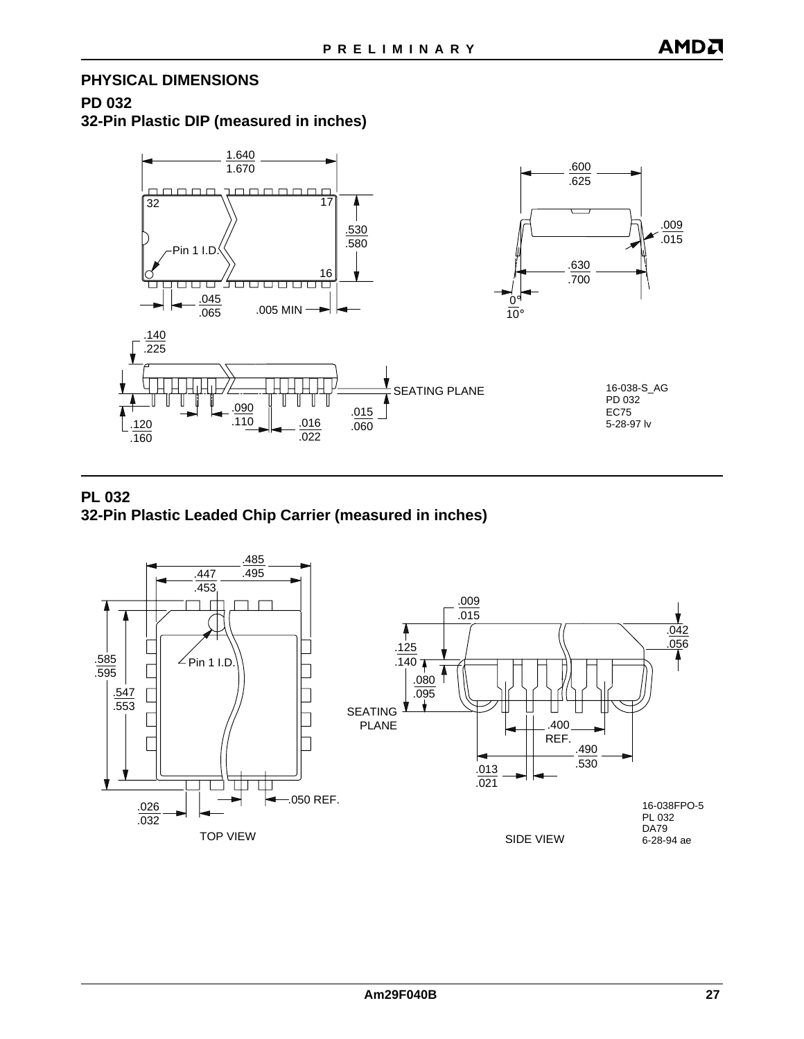## PHYSICAL DIMENSIONS

### PD 032

### 32-Pin Plastic DIP (measured in inches)

1.640
1.670

32 17

Pin 1 I.D.

16

.530
.580

.045
.065

.005 MIN

.600
.625

.009
.015

.630
.700

0°
10°

.140
.225

SEATING PLANE

.120
.160

.090
.110

.016
.022

.015
.060

16-038-S_AG
PD 032
EC75
5-28-97 lv

### PL 032

### 32-Pin Plastic Leaded Chip Carrier (measured in inches)

.485
.495

.447
.453

.585
.595

.547
.553

Pin 1 I.D.

.026
.032

.050 REF.

TOP VIEW

.009
.015

.125
.140

.080
.095

.042
.056

SEATING PLANE

.400 REF.

.490
.530

.013
.021

SIDE VIEW

16-038FPO-5
PL 032
DA79
6-28-94 ae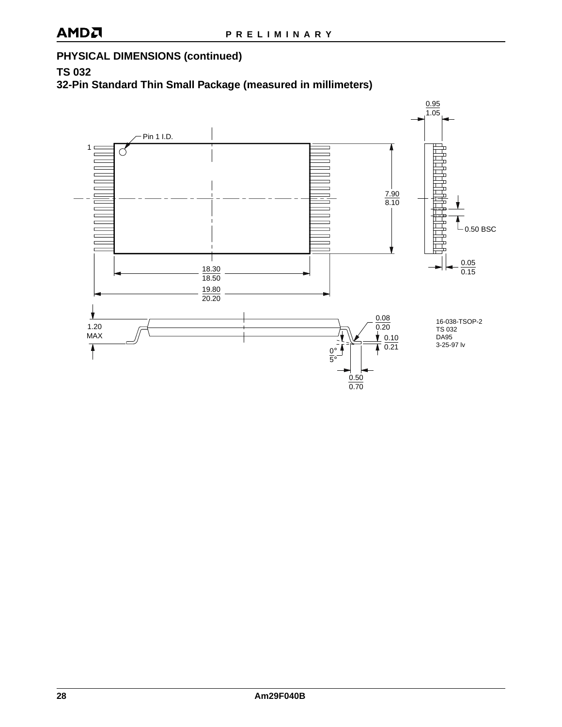## PHYSICAL DIMENSIONS (continued)

### TS 032

### 32-Pin Standard Thin Small Package (measured in millimeters)

Pin 1 I.D.

1

0.95
1.05

7.90
8.10

0.50 BSC

0.05
0.15

18.30
18.50

19.80
20.20

1.20
MAX

0.08
0.20

0.10
0.21

0°
5°

0.50
0.70

16-038-TSOP-2
TS 032
DA95
3-25-97 lv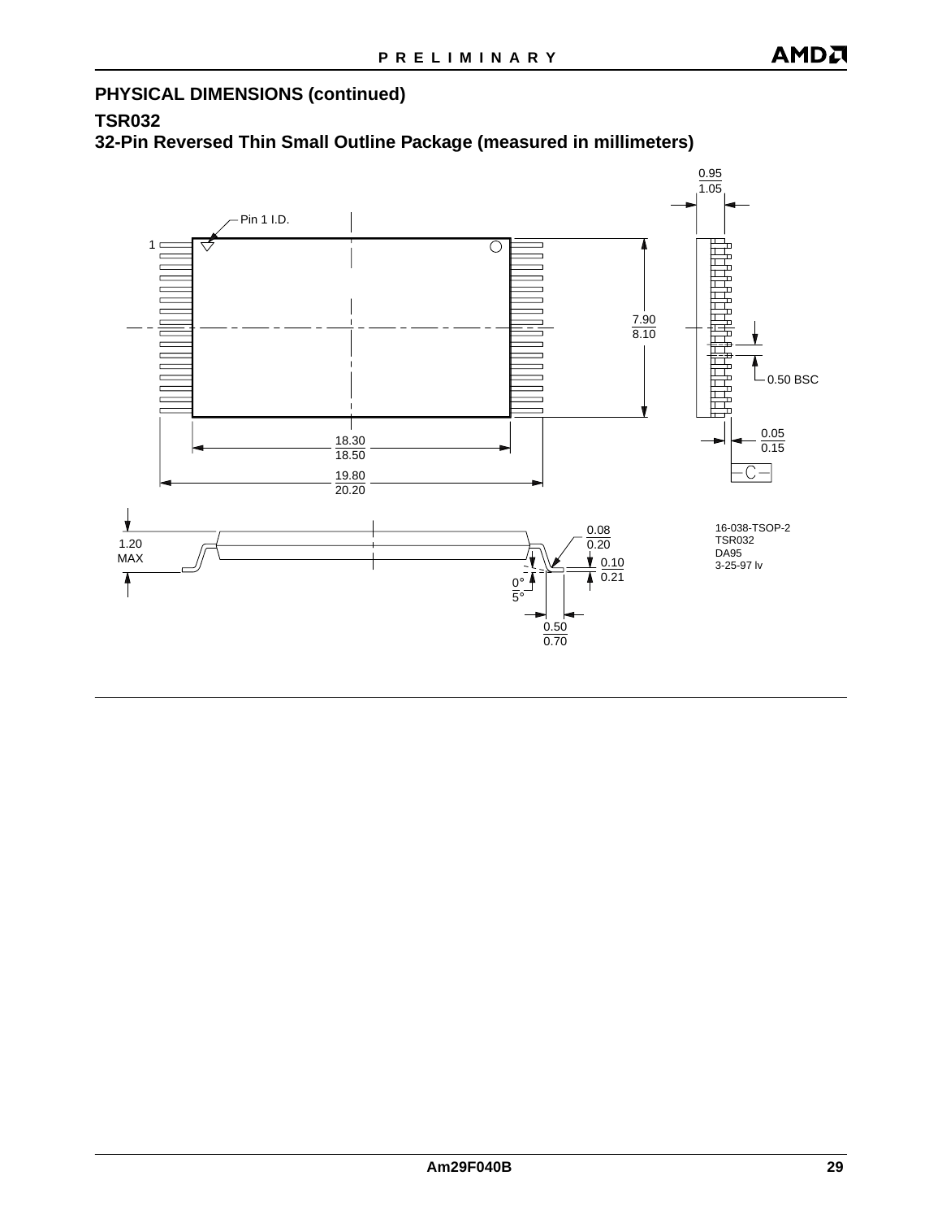## PHYSICAL DIMENSIONS (continued)

### TSR032

### 32-Pin Reversed Thin Small Outline Package (measured in millimeters)

Pin 1 I.D.

1

7.90
8.10

0.95
1.05

0.50 BSC

0.05
0.15

C

18.30
18.50

19.80
20.20

1.20
MAX

0.08
0.20

0.10
0.21

0°
5°

0.50
0.70

16-038-TSOP-2
TSR032
DA95
3-25-97 lv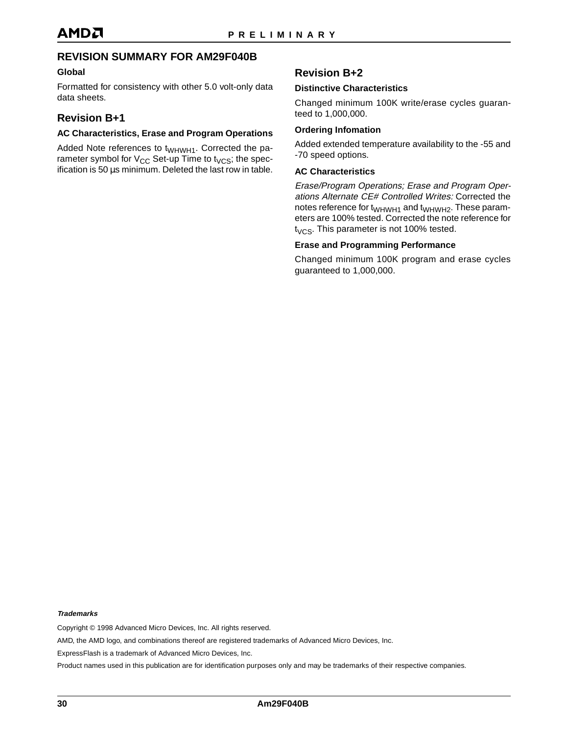## REVISION SUMMARY FOR AM29F040B

### Global

Formatted for consistency with other 5.0 volt-only data data sheets.

### Revision B+1

#### AC Characteristics, Erase and Program Operations

Added Note references to $t_{WHWH1}$. Corrected the parameter symbol for $V_{CC}$ Set-up Time to $t_{VCS}$; the specification is 50 µs minimum. Deleted the last row in table.

### Revision B+2

#### Distinctive Characteristics

Changed minimum 100K write/erase cycles guaranteed to 1,000,000.

#### Ordering Infomation

Added extended temperature availability to the -55 and -70 speed options.

#### AC Characteristics

*Erase/Program Operations; Erase and Program Operations Alternate CE# Controlled Writes:* Corrected the notes reference for $t_{WHWH1}$ and $t_{WHWH2}$. These parameters are 100% tested. Corrected the note reference for $t_{VCS}$. This parameter is not 100% tested.

#### Erase and Programming Performance

Changed minimum 100K program and erase cycles guaranteed to 1,000,000.

***Trademarks***

Copyright © 1998 Advanced Micro Devices, Inc. All rights reserved.

AMD, the AMD logo, and combinations thereof are registered trademarks of Advanced Micro Devices, Inc.

ExpressFlash is a trademark of Advanced Micro Devices, Inc.

Product names used in this publication are for identification purposes only and may be trademarks of their respective companies.